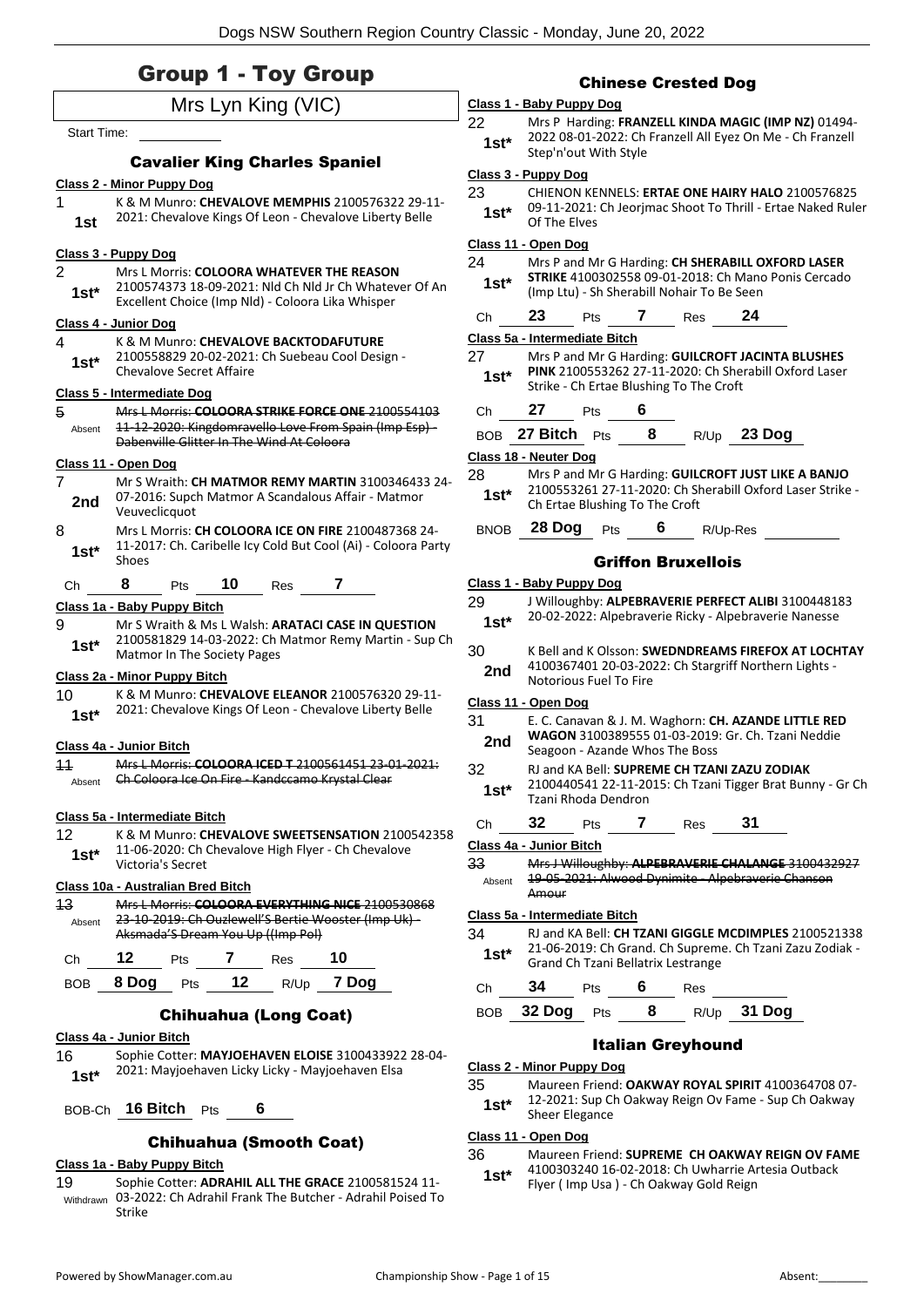# Group 1 - Toy Group

Mrs Lyn King (VIC)

Start Time: ___________

### Cavalier King Charles Spaniel

**Class 2 - Minor Puppy Dog**

1 — K & M Munro: **CHEVALOVE MEMPHIS** 2100576322 29-11-2021: Chevalove Kings Of Leon - Chevalove Liberty Belle
**1st**

**Class 3 - Puppy Dog**

2 — Mrs L Morris: **COLOORA WHATEVER THE REASON** 2100574373 18-09-2021: Nld Ch Nld Jr Ch Whatever Of An Excellent Choice (Imp Nld) - Coloora Lika Whisper
**1st***

**Class 4 - Junior Dog**

4 — K & M Munro: **CHEVALOVE BACKTODAFUTURE** 2100558829 20-02-2021: Ch Suebeau Cool Design - Chevalove Secret Affaire
**1st***

**Class 5 - Intermediate Dog**

~~5 — Mrs L Morris: **COLOORA STRIKE FORCE ONE** 2100554103 11-12-2020: Kingdomravello Love From Spain (Imp Esp) - Dabenville Glitter In The Wind At Coloora~~
Absent

**Class 11 - Open Dog**

7 — Mr S Wraith: **CH MATMOR REMY MARTIN** 3100346433 24-07-2016: Supch Matmor A Scandalous Affair - Matmor Veuveclicquot
**2nd**

8 — Mrs L Morris: **CH COLOORA ICE ON FIRE** 2100487368 24-11-2017: Ch. Caribelle Icy Cold But Cool (Ai) - Coloora Party Shoes
**1st***

Ch **8** Pts **10** Res **7**

**Class 1a - Baby Puppy Bitch**

9 — Mr S Wraith & Ms L Walsh: **ARATACI CASE IN QUESTION** 2100581829 14-03-2022: Ch Matmor Remy Martin - Sup Ch Matmor In The Society Pages
**1st***

**Class 2a - Minor Puppy Bitch**

10 — K & M Munro: **CHEVALOVE ELEANOR** 2100576320 29-11-2021: Chevalove Kings Of Leon - Chevalove Liberty Belle
**1st***

**Class 4a - Junior Bitch**

~~11 — Mrs L Morris: **COLOORA ICED T** 2100561451 23-01-2021: Ch Coloora Ice On Fire - Kandccamo Krystal Clear~~
Absent

**Class 5a - Intermediate Bitch**

12 — K & M Munro: **CHEVALOVE SWEETSENSATION** 2100542358 11-06-2020: Ch Chevalove High Flyer - Ch Chevalove Victoria's Secret
**1st***

**Class 10a - Australian Bred Bitch**

~~13 — Mrs L Morris: **COLOORA EVERYTHING NICE** 2100530868 23-10-2019: Ch Ouzlewell'S Bertie Wooster (Imp Uk) - Aksmada'S Dream You Up ((Imp Pol)~~
Absent

Ch **12** Pts **7** Res **10**

BOB **8 Dog** Pts **12** R/Up **7 Dog**

### Chihuahua (Long Coat)

**Class 4a - Junior Bitch**

16 — Sophie Cotter: **MAYJOEHAVEN ELOISE** 3100433922 28-04-2021: Mayjoehaven Licky Licky - Mayjoehaven Elsa
**1st***

BOB-Ch **16 Bitch** Pts **6**

### Chihuahua (Smooth Coat)

**Class 1a - Baby Puppy Bitch**

19 — Sophie Cotter: **ADRAHIL ALL THE GRACE** 2100581524 11-03-2022: Ch Adrahil Frank The Butcher - Adrahil Poised To Strike
Withdrawn

### Chinese Crested Dog

**Class 1 - Baby Puppy Dog**

22 — Mrs P Harding: **FRANZELL KINDA MAGIC (IMP NZ)** 01494-2022 08-01-2022: Ch Franzell All Eyez On Me - Ch Franzell Step'n'out With Style
**1st***

**Class 3 - Puppy Dog**

23 — CHIENON KENNELS: **ERTAE ONE HAIRY HALO** 2100576825 09-11-2021: Ch Jeorjmac Shoot To Thrill - Ertae Naked Ruler Of The Elves
**1st***

**Class 11 - Open Dog**

24 — Mrs P and Mr G Harding: **CH SHERABILL OXFORD LASER STRIKE** 4100302558 09-01-2018: Ch Mano Ponis Cercado (Imp Ltu) - Sh Sherabill Nohair To Be Seen
**1st***

Ch **23** Pts **7** Res **24**

**Class 5a - Intermediate Bitch**

27 — Mrs P and Mr G Harding: **GUILCROFT JACINTA BLUSHES PINK** 2100553262 27-11-2020: Ch Sherabill Oxford Laser Strike - Ch Ertae Blushing To The Croft
**1st***

Ch **27** Pts **6**

BOB **27 Bitch** Pts **8** R/Up **23 Dog**

**Class 18 - Neuter Dog**

28 — Mrs P and Mr G Harding: **GUILCROFT JUST LIKE A BANJO** 2100553261 27-11-2020: Ch Sherabill Oxford Laser Strike - Ch Ertae Blushing To The Croft
**1st***

BNOB **28 Dog** Pts **6** R/Up-Res ___________

### Griffon Bruxellois

**Class 1 - Baby Puppy Dog**

29 — J Willoughby: **ALPEBRAVERIE PERFECT ALIBI** 3100448183 20-02-2022: Alpebraverie Ricky - Alpebraverie Nanesse
**1st***

30 — K Bell and K Olsson: **SWEDNDREAMS FIREFOX AT LOCHTAY** 4100367401 20-03-2022: Ch Stargriff Northern Lights - Notorious Fuel To Fire
**2nd**

**Class 11 - Open Dog**

31 — E. C. Canavan & J. M. Waghorn: **CH. AZANDE LITTLE RED WAGON** 3100389555 01-03-2019: Gr. Ch. Tzani Neddie Seagoon - Azande Whos The Boss
**2nd**

32 — RJ and KA Bell: **SUPREME CH TZANI ZAZU ZODIAK** 2100440541 22-11-2015: Ch Tzani Tigger Brat Bunny - Gr Ch Tzani Rhoda Dendron
**1st***

Ch **32** Pts **7** Res **31**

**Class 4a - Junior Bitch**

~~33 — Mrs J Willoughby: **ALPEBRAVERIE CHALANGE** 3100432927 19-05-2021: Alwood Dynimite - Alpebraverie Chanson Amour~~
Absent

**Class 5a - Intermediate Bitch**

34 — RJ and KA Bell: **CH TZANI GIGGLE MCDIMPLES** 2100521338 21-06-2019: Ch Grand. Ch Supreme. Ch Tzani Zazu Zodiak - Grand Ch Tzani Bellatrix Lestrange
**1st***

Ch **34** Pts **6** Res ___________

BOB **32 Dog** Pts **8** R/Up **31 Dog**

### Italian Greyhound

**Class 2 - Minor Puppy Dog**

35 — Maureen Friend: **OAKWAY ROYAL SPIRIT** 4100364708 07-12-2021: Sup Ch Oakway Reign Ov Fame - Sup Ch Oakway Sheer Elegance
**1st***

**Class 11 - Open Dog**

36 — Maureen Friend: **SUPREME CH OAKWAY REIGN OV FAME** 4100303240 16-02-2018: Ch Uwharrie Artesia Outback Flyer ( Imp Usa ) - Ch Oakway Gold Reign
**1st***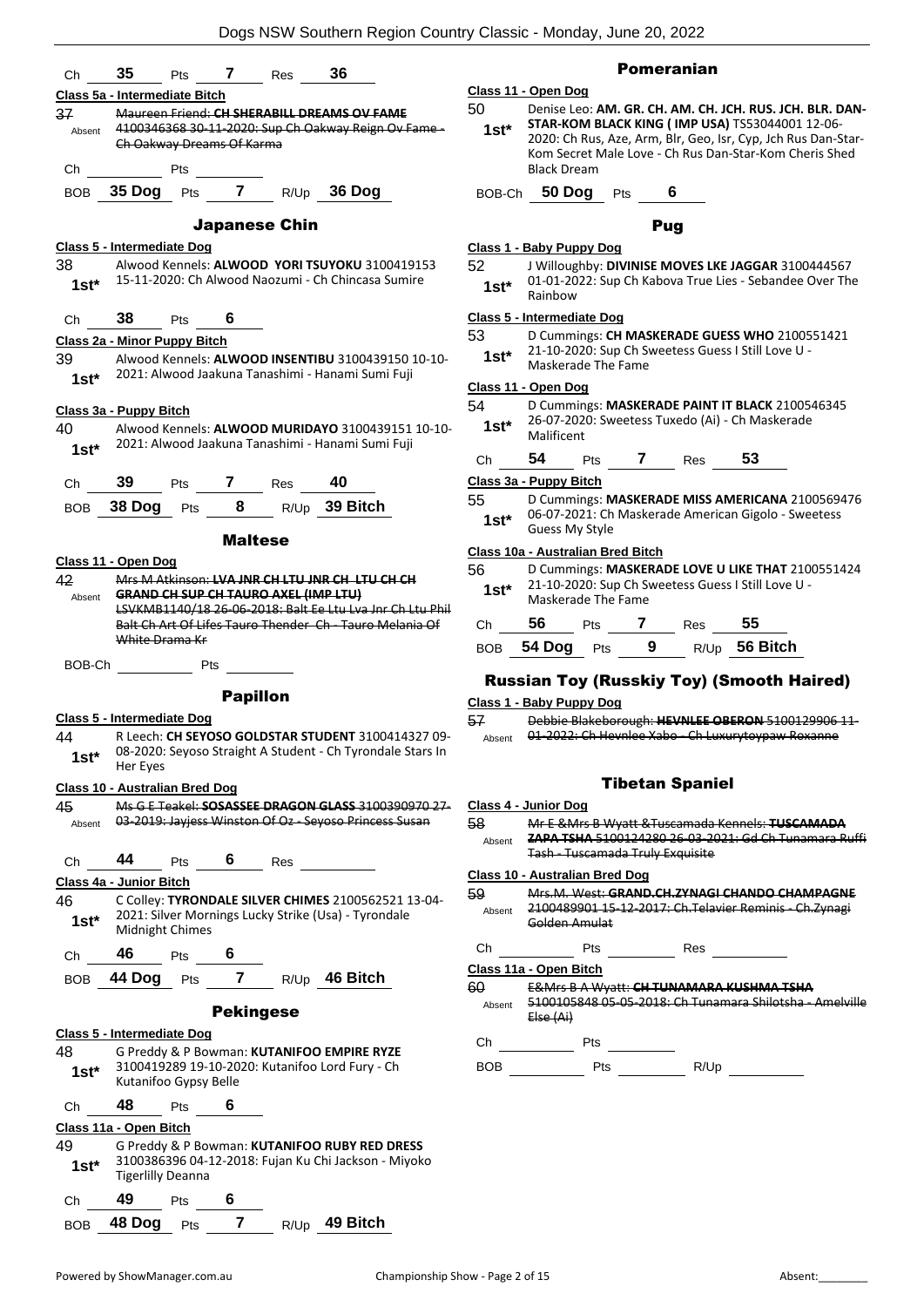| Ch | 35 | Pts | 7 | Res | 36 |
|---|---|---|---|---|---|

**Class 5a - Intermediate Bitch**

37 Absent ~~Maureen Friend: **CH SHERABILL DREAMS OV FAME** 4100346368 30-11-2020: Sup Ch Oakway Reign Ov Fame - Ch Oakway Dreams Of Karma~~

| Ch | | Pts | |
|---|---|---|---|

| BOB | 35 Dog | Pts | 7 | R/Up | 36 Dog |
|---|---|---|---|---|---|

## Japanese Chin

**Class 5 - Intermediate Dog**

38 1st* Alwood Kennels: **ALWOOD YORI TSUYOKU** 3100419153 15-11-2020: Ch Alwood Naozumi - Ch Chincasa Sumire

| Ch | 38 | Pts | 6 |
|---|---|---|---|

**Class 2a - Minor Puppy Bitch**

39 1st* Alwood Kennels: **ALWOOD INSENTIBU** 3100439150 10-10-2021: Alwood Jaakuna Tanashimi - Hanami Sumi Fuji

**Class 3a - Puppy Bitch**

40 1st* Alwood Kennels: **ALWOOD MURIDAYO** 3100439151 10-10-2021: Alwood Jaakuna Tanashimi - Hanami Sumi Fuji

| Ch | 39 | Pts | 7 | Res | 40 |
|---|---|---|---|---|---|

| BOB | 38 Dog | Pts | 8 | R/Up | 39 Bitch |
|---|---|---|---|---|---|

## Maltese

**Class 11 - Open Dog**

42 Absent ~~Mrs M Atkinson: **LVA JNR CH LTU JNR CH LTU CH CH GRAND CH SUP CH TAURO AXEL (IMP LTU)** LSVKMB1140/18 26-06-2018: Balt Ee Ltu Lva Jnr Ch Ltu Phil Balt Ch Art Of Lifes Tauro Thender Ch - Tauro Melania Of White Drama Kr~~

| BOB-Ch | | Pts | |
|---|---|---|---|

## Papillon

**Class 5 - Intermediate Dog**

44 1st* R Leech: **CH SEYOSO GOLDSTAR STUDENT** 3100414327 09-08-2020: Seyoso Straight A Student - Ch Tyrondale Stars In Her Eyes

**Class 10 - Australian Bred Dog**

45 Absent ~~Ms G E Teakel: **SOSASSEE DRAGON GLASS** 3100390970 27-03-2019: Jayjess Winston Of Oz - Seyoso Princess Susan~~

| Ch | 44 | Pts | 6 | Res | |
|---|---|---|---|---|---|

**Class 4a - Junior Bitch**

46 1st* C Colley: **TYRONDALE SILVER CHIMES** 2100562521 13-04-2021: Silver Mornings Lucky Strike (Usa) - Tyrondale Midnight Chimes

| Ch | 46 | Pts | 6 |
|---|---|---|---|

| BOB | 44 Dog | Pts | 7 | R/Up | 46 Bitch |
|---|---|---|---|---|---|

## Pekingese

**Class 5 - Intermediate Dog**

48 1st* G Preddy & P Bowman: **KUTANIFOO EMPIRE RYZE** 3100419289 19-10-2020: Kutanifoo Lord Fury - Ch Kutanifoo Gypsy Belle

| Ch | 48 | Pts | 6 |
|---|---|---|---|

**Class 11a - Open Bitch**

49 1st* G Preddy & P Bowman: **KUTANIFOO RUBY RED DRESS** 3100386396 04-12-2018: Fujan Ku Chi Jackson - Miyoko Tigerlilly Deanna

| Ch | 49 | Pts | 6 |
|---|---|---|---|

| BOB | 48 Dog | Pts | 7 | R/Up | 49 Bitch |
|---|---|---|---|---|---|

## Pomeranian

**Class 11 - Open Dog**

50 1st* Denise Leo: **AM. GR. CH. AM. CH. JCH. RUS. JCH. BLR. DAN-STAR-KOM BLACK KING ( IMP USA)** TS53044001 12-06-2020: Ch Rus, Aze, Arm, Blr, Geo, Isr, Cyp, Jch Rus Dan-Star-Kom Secret Male Love - Ch Rus Dan-Star-Kom Cheris Shed Black Dream

| BOB-Ch | 50 Dog | Pts | 6 |
|---|---|---|---|

## Pug

**Class 1 - Baby Puppy Dog**

52 1st* J Willoughby: **DIVINISE MOVES LKE JAGGAR** 3100444567 01-01-2022: Sup Ch Kabova True Lies - Sebandee Over The Rainbow

**Class 5 - Intermediate Dog**

53 1st* D Cummings: **CH MASKERADE GUESS WHO** 2100551421 21-10-2020: Sup Ch Sweetess Guess I Still Love U - Maskerade The Fame

**Class 11 - Open Dog**

54 1st* D Cummings: **MASKERADE PAINT IT BLACK** 2100546345 26-07-2020: Sweetess Tuxedo (Ai) - Ch Maskerade Malificent

| Ch | 54 | Pts | 7 | Res | 53 |
|---|---|---|---|---|---|

**Class 3a - Puppy Bitch**

55 1st* D Cummings: **MASKERADE MISS AMERICANA** 2100569476 06-07-2021: Ch Maskerade American Gigolo - Sweetess Guess My Style

**Class 10a - Australian Bred Bitch**

56 1st* D Cummings: **MASKERADE LOVE U LIKE THAT** 2100551424 21-10-2020: Sup Ch Sweetess Guess I Still Love U - Maskerade The Fame

| Ch | 56 | Pts | 7 | Res | 55 |
|---|---|---|---|---|---|

| BOB | 54 Dog | Pts | 9 | R/Up | 56 Bitch |
|---|---|---|---|---|---|

## Russian Toy (Russkiy Toy) (Smooth Haired)

**Class 1 - Baby Puppy Dog**

57 Absent ~~Debbie Blakeborough: **HEVNLEE OBERON** 5100129906 11-01-2022: Ch Hevnlee Xabo - Ch Luxurytoypaw Roxanne~~

## Tibetan Spaniel

**Class 4 - Junior Dog**

58 Absent ~~Mr E &Mrs B Wyatt &Tuscamada Kennels: **TUSCAMADA ZAPA TSHA** 5100124280 26-03-2021: Gd Ch Tunamara Ruffi Tash - Tuscamada Truly Exquisite~~

**Class 10 - Australian Bred Dog**

59 Absent ~~Mrs.M. West: **GRAND.CH.ZYNAGI CHANDO CHAMPAGNE** 2100489901 15-12-2017: Ch.Telavier Reminis - Ch.Zynagi Golden Amulat~~

| Ch | | Pts | | Res | |
|---|---|---|---|---|---|

**Class 11a - Open Bitch**

60 Absent ~~E&Mrs B A Wyatt: **CH TUNAMARA KUSHMA TSHA** 5100105848 05-05-2018: Ch Tunamara Shilotsha - Amelville Else (Ai)~~

| Ch | | Pts | |
|---|---|---|---|

| BOB | | Pts | | R/Up | |
|---|---|---|---|---|---|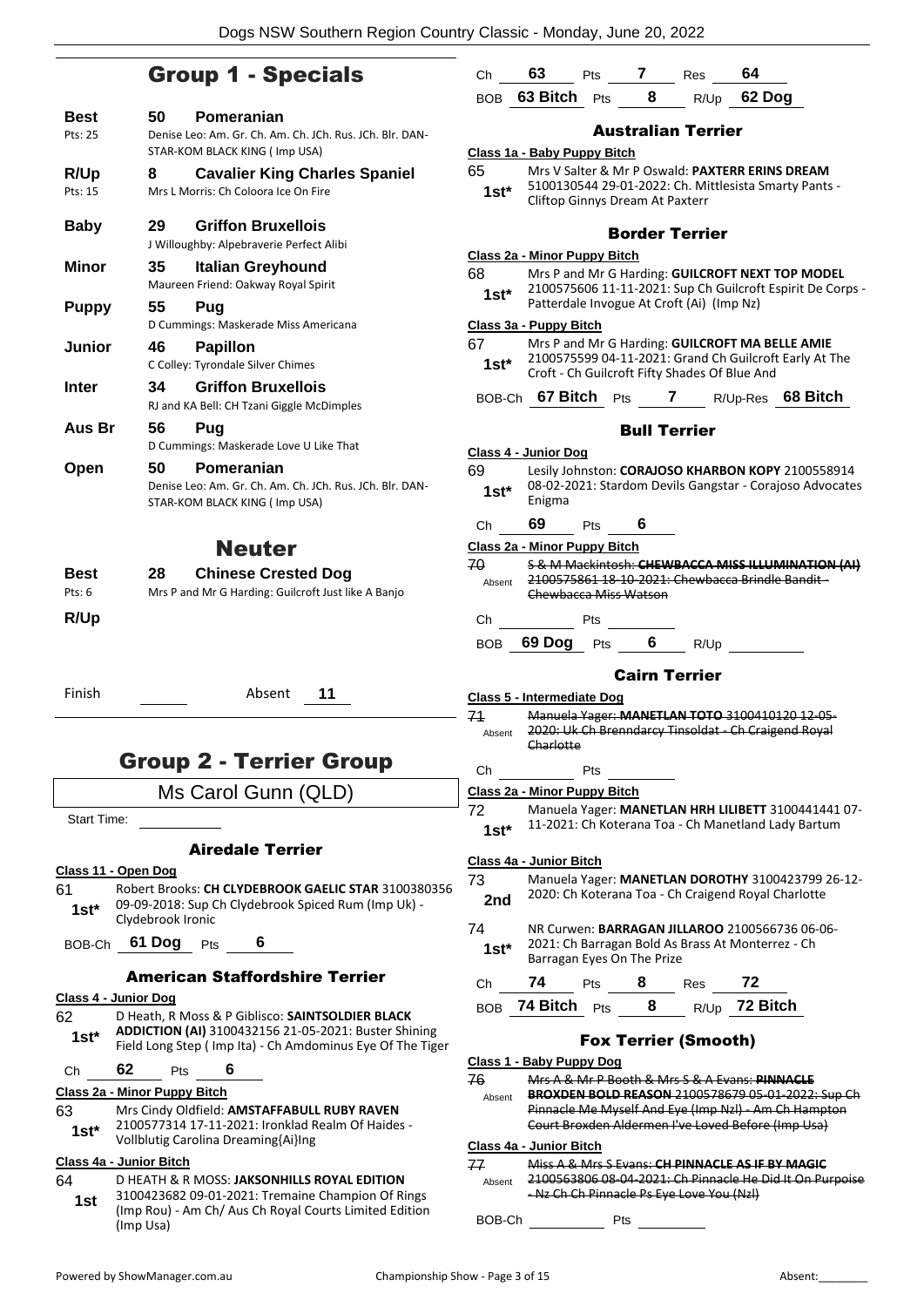## Group 1 - Specials

**Best** — 50 **Pomeranian**
Pts: 25
Denise Leo: Am. Gr. Ch. Am. Ch. JCh. Rus. JCh. Blr. DAN-STAR-KOM BLACK KING ( Imp USA)

**R/Up** — 8 **Cavalier King Charles Spaniel**
Pts: 15
Mrs L Morris: Ch Coloora Ice On Fire

**Baby** — 29 **Griffon Bruxellois**
J Willoughby: Alpebraverie Perfect Alibi

**Minor** — 35 **Italian Greyhound**
Maureen Friend: Oakway Royal Spirit

**Puppy** — 55 **Pug**
D Cummings: Maskerade Miss Americana

**Junior** — 46 **Papillon**
C Colley: Tyrondale Silver Chimes

**Inter** — 34 **Griffon Bruxellois**
RJ and KA Bell: CH Tzani Giggle McDimples

**Aus Br** — 56 **Pug**
D Cummings: Maskerade Love U Like That

**Open** — 50 **Pomeranian**
Denise Leo: Am. Gr. Ch. Am. Ch. JCh. Rus. JCh. Blr. DAN-STAR-KOM BLACK KING ( Imp USA)

## Neuter

**Best** — 28 **Chinese Crested Dog**
Pts: 6
Mrs P and Mr G Harding: Guilcroft Just like A Banjo

**R/Up**

Finish ______ Absent **11**

## Group 2 - Terrier Group

Ms Carol Gunn (QLD)

Start Time: ______

### Airedale Terrier

**Class 11 - Open Dog**

61 **1st*** — Robert Brooks: **CH CLYDEBROOK GAELIC STAR** 3100380356 09-09-2018: Sup Ch Clydebrook Spiced Rum (Imp Uk) - Clydebrook Ironic

BOB-Ch **61 Dog** Pts **6**

### American Staffordshire Terrier

**Class 4 - Junior Dog**

62 **1st*** — D Heath, R Moss & P Giblisco: **SAINTSOLDIER BLACK ADDICTION (AI)** 3100432156 21-05-2021: Buster Shining Field Long Step ( Imp Ita) - Ch Amdominus Eye Of The Tiger

Ch **62** Pts **6**

**Class 2a - Minor Puppy Bitch**

63 **1st*** — Mrs Cindy Oldfield: **AMSTAFFABULL RUBY RAVEN** 2100577314 17-11-2021: Ironklad Realm Of Haides - Vollblutig Carolina Dreaming{Ai}Ing

**Class 4a - Junior Bitch**

64 **1st** — D HEATH & R MOSS: **JAKSONHILLS ROYAL EDITION** 3100423682 09-01-2021: Tremaine Champion Of Rings (Imp Rou) - Am Ch/ Aus Ch Royal Courts Limited Edition (Imp Usa)

Ch **63** Pts **7** Res **64**

BOB **63 Bitch** Pts **8** R/Up **62 Dog**

### Australian Terrier

**Class 1a - Baby Puppy Bitch**

65 **1st*** — Mrs V Salter & Mr P Oswald: **PAXTERR ERINS DREAM** 5100130544 29-01-2022: Ch. Mittlesista Smarty Pants - Cliftop Ginnys Dream At Paxterr

### Border Terrier

**Class 2a - Minor Puppy Bitch**

68 **1st*** — Mrs P and Mr G Harding: **GUILCROFT NEXT TOP MODEL** 2100575606 11-11-2021: Sup Ch Guilcroft Espirit De Corps - Patterdale Invogue At Croft (Ai) (Imp Nz)

**Class 3a - Puppy Bitch**

67 **1st*** — Mrs P and Mr G Harding: **GUILCROFT MA BELLE AMIE** 2100575599 04-11-2021: Grand Ch Guilcroft Early At The Croft - Ch Guilcroft Fifty Shades Of Blue And

BOB-Ch **67 Bitch** Pts **7** R/Up-Res **68 Bitch**

### Bull Terrier

**Class 4 - Junior Dog**

69 **1st*** — Lesily Johnston: **CORAJOSO KHARBON KOPY** 2100558914 08-02-2021: Stardom Devils Gangstar - Corajoso Advocates Enigma

Ch **69** Pts **6**

**Class 2a - Minor Puppy Bitch**

~~70~~ Absent — ~~S & M Mackintosh: **CHEWBACCA MISS ILLUMINATION (AI)** 2100575861 18-10-2021: Chewbacca Brindle Bandit - Chewbacca Miss Watson~~

Ch ______ Pts ______

BOB **69 Dog** Pts **6** R/Up ______

### Cairn Terrier

**Class 5 - Intermediate Dog**

~~71~~ Absent — ~~Manuela Yager: **MANETLAN TOTO** 3100410120 12-05-2020: Uk Ch Brenndarcy Tinsoldat - Ch Craigend Royal Charlotte~~

Ch ______ Pts ______

**Class 2a - Minor Puppy Bitch**

72 **1st*** — Manuela Yager: **MANETLAN HRH LILIBETT** 3100441441 07-11-2021: Ch Koterana Toa - Ch Manetland Lady Bartum

**Class 4a - Junior Bitch**

73 **2nd** — Manuela Yager: **MANETLAN DOROTHY** 3100423799 26-12-2020: Ch Koterana Toa - Ch Craigend Royal Charlotte

74 **1st*** — NR Curwen: **BARRAGAN JILLAROO** 2100566736 06-06-2021: Ch Barragan Bold As Brass At Monterrez - Ch Barragan Eyes On The Prize

Ch **74** Pts **8** Res **72**

BOB **74 Bitch** Pts **8** R/Up **72 Bitch**

### Fox Terrier (Smooth)

**Class 1 - Baby Puppy Dog**

~~76~~ Absent — ~~Mrs A & Mr P Booth & Mrs S & A Evans: **PINNACLE BROXDEN BOLD REASON** 2100578679 05-01-2022: Sup Ch Pinnacle Me Myself And Eye (Imp Nzl) - Am Ch Hampton Court Broxden Aldermen I've Loved Before (Imp Usa)~~

**Class 4a - Junior Bitch**

~~77~~ Absent — ~~Miss A & Mrs S Evans: **CH PINNACLE AS IF BY MAGIC** 2100563806 08-04-2021: Ch Pinnacle He Did It On Purpoise - Nz Ch Ch Pinnacle Ps Eye Love You (Nzl)~~

BOB-Ch ______ Pts ______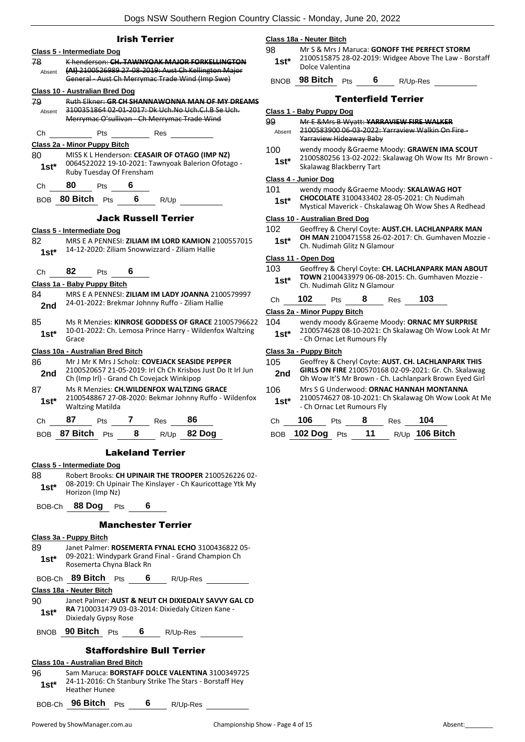## Irish Terrier

**Class 5 - Intermediate Dog**

78 Absent ~~K henderson: **CH. TAWNYOAK MAJOR FORKELLINGTON (AI)** 2100526989 27-08-2019: Aust Ch Kellington Major General - Aust Ch Merrymac Trade Wind (Imp Swe)~~

**Class 10 - Australian Bred Dog**

79 Absent ~~Ruth Elkner: **GR CH SHANNAWONNA MAN OF MY DREAMS** 3100351864 02-01-2017: Dk Uch.No Uch.C.I.B Se Uch. Merrymac O'sullivan - Ch Merrymac Trade Wind~~

Ch ______ Pts ______ Res ______

**Class 2a - Minor Puppy Bitch**

80 1st* MISS K L Henderson: **CEASAIR OF OTAGO (IMP NZ)** 0064522022 19-10-2021: Tawnyoak Balerion Ofotago - Ruby Tuesday Of Frensham

Ch **80** Pts **6**

BOB **80 Bitch** Pts **6** R/Up ______

## Jack Russell Terrier

**Class 5 - Intermediate Dog**

82 1st* MRS E A PENNESI: **ZILIAM IM LORD KAMION** 2100557015 14-12-2020: Ziliam Snowwizzard - Ziliam Hallie

Ch **82** Pts **6**

**Class 1a - Baby Puppy Bitch**

84 2nd MRS E A PENNESI: **ZILIAM IM LADY JOANNA** 2100579997 24-01-2022: Brekmar Johnny Ruffo - Ziliam Hallie

85 1st* Ms R Menzies: **KINROSE GODDESS OF GRACE** 21005796622 10-01-2022: Ch. Lemosa Prince Harry - Wildenfox Waltzing Grace

**Class 10a - Australian Bred Bitch**

86 2nd Mr J Mr K Mrs J Scholz: **COVEJACK SEASIDE PEPPER** 2100520657 21-05-2019: Irl Ch Ch Krisbos Just Do It Irl Jun Ch (Imp Irl) - Grand Ch Covejack Winkipop

87 1st* Ms R Menzies: **CH.WILDENFOX WALTZING GRACE** 2100548867 27-08-2020: Bekmar Johnny Ruffo - Wildenfox Waltzing Matilda

Ch **87** Pts **7** Res **86**

BOB **87 Bitch** Pts **8** R/Up **82 Dog**

## Lakeland Terrier

**Class 5 - Intermediate Dog**

88 1st* Robert Brooks: **CH UPINAIR THE TROOPER** 2100526226 02-08-2019: Ch Upinair The Kinslayer - Ch Kauricottage Ytk My Horizon (Imp Nz)

BOB-Ch **88 Dog** Pts **6**

## Manchester Terrier

**Class 3a - Puppy Bitch**

89 1st* Janet Palmer: **ROSEMERTA FYNAL ECHO** 3100436822 05-09-2021: Windypark Grand Final - Grand Champion Ch Rosemerta Chyna Black Rn

BOB-Ch **89 Bitch** Pts **6** R/Up-Res ______

**Class 18a - Neuter Bitch**

90 1st* Janet Palmer: **AUST & NEUT CH DIXIEDALY SAVVY GAL CD RA** 7100031479 03-03-2014: Dixiedaly Citizen Kane - Dixiedaly Gypsy Rose

BNOB **90 Bitch** Pts **6** R/Up-Res ______

## Staffordshire Bull Terrier

**Class 10a - Australian Bred Bitch**

96 1st* Sam Maruca: **BORSTAFF DOLCE VALENTINA** 3100349725 24-11-2016: Ch Stanbury Strike The Stars - Borstaff Hey Heather Hunee

BOB-Ch **96 Bitch** Pts **6** R/Up-Res ______

**Class 18a - Neuter Bitch**

98 1st* Mr S & Mrs J Maruca: **GONOFF THE PERFECT STORM** 2100515875 28-02-2019: Widgee Above The Law - Borstaff Dolce Valentina

BNOB **98 Bitch** Pts **6** R/Up-Res ______

## Tenterfield Terrier

**Class 1 - Baby Puppy Dog**

99 Absent ~~Mr E &Mrs B Wyatt: **YARRAVIEW FIRE WALKER** 2100583900 06-03-2022: Yarraview Walkin On Fire - Yarraview Hideaway Baby~~

100 1st* wendy moody &Graeme Moody: **GRAWEN IMA SCOUT** 2100580256 13-02-2022: Skalawag Oh Wow Its Mr Brown - Skalawag Blackberry Tart

**Class 4 - Junior Dog**

101 1st* wendy moody &Graeme Moody: **SKALAWAG HOT CHOCOLATE** 3100433402 28-05-2021: Ch Nudimah Mystical Maverick - Chskalawag Oh Wow Shes A Redhead

**Class 10 - Australian Bred Dog**

102 1st* Geoffrey & Cheryl Coyte: **AUST.CH. LACHLANPARK MAN OH MAN** 2100471558 26-02-2017: Ch. Gumhaven Mozzie - Ch. Nudimah Glitz N Glamour

**Class 11 - Open Dog**

103 1st* Geoffrey & Cheryl Coyte: **CH. LACHLANPARK MAN ABOUT TOWN** 2100433979 06-08-2015: Ch. Gumhaven Mozzie - Ch. Nudimah Glitz N Glamour

Ch **102** Pts **8** Res **103**

**Class 2a - Minor Puppy Bitch**

104 1st* wendy moody &Graeme Moody: **ORNAC MY SURPRISE** 2100574628 08-10-2021: Ch Skalawag Oh Wow Look At Mr - Ch Ornac Let Rumours Fly

**Class 3a - Puppy Bitch**

105 2nd Geoffrey & Cheryl Coyte: **AUST. CH. LACHLANPARK THIS GIRLS ON FIRE** 2100570168 02-09-2021: Gr. Ch. Skalawag Oh Wow It'S Mr Brown - Ch. Lachlanpark Brown Eyed Girl

106 1st* Mrs S G Underwood: **ORNAC HANNAH MONTANNA** 2100574627 08-10-2021: Ch Skalawag Oh Wow Look At Me - Ch Ornac Let Rumours Fly

Ch **106** Pts **8** Res **104**

BOB **102 Dog** Pts **11** R/Up **106 Bitch**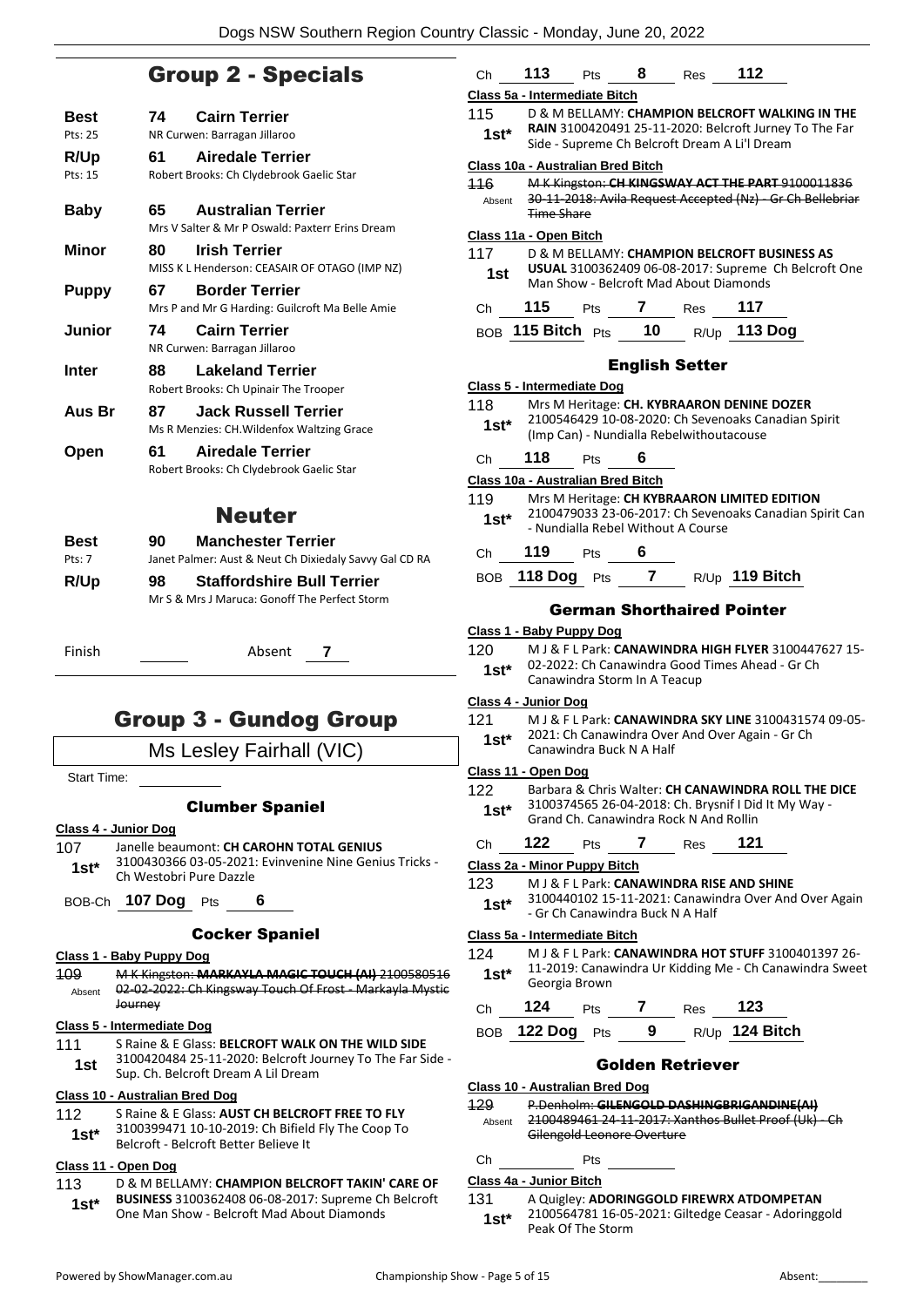## Group 2 - Specials

**Best** 74 **Cairn Terrier**
Pts: 25 — NR Curwen: Barragan Jillaroo

**R/Up** 61 **Airedale Terrier**
Pts: 15 — Robert Brooks: Ch Clydebrook Gaelic Star

**Baby** 65 **Australian Terrier**
Mrs V Salter & Mr P Oswald: Paxterr Erins Dream

**Minor** 80 **Irish Terrier**
MISS K L Henderson: CEASAIR OF OTAGO (IMP NZ)

**Puppy** 67 **Border Terrier**
Mrs P and Mr G Harding: Guilcroft Ma Belle Amie

**Junior** 74 **Cairn Terrier**
NR Curwen: Barragan Jillaroo

**Inter** 88 **Lakeland Terrier**
Robert Brooks: Ch Upinair The Trooper

**Aus Br** 87 **Jack Russell Terrier**
Ms R Menzies: CH.Wildenfox Waltzing Grace

**Open** 61 **Airedale Terrier**
Robert Brooks: Ch Clydebrook Gaelic Star

## Neuter

**Best** 90 **Manchester Terrier**
Pts: 7 — Janet Palmer: Aust & Neut Ch Dixiedaly Savvy Gal CD RA

**R/Up** 98 **Staffordshire Bull Terrier**
Mr S & Mrs J Maruca: Gonoff The Perfect Storm

Finish ____ Absent 7

# Group 3 - Gundog Group

Ms Lesley Fairhall (VIC)

Start Time:

### Clumber Spaniel

**Class 4 - Junior Dog**

107 1st* Janelle beaumont: **CH CAROHN TOTAL GENIUS** 3100430366 03-05-2021: Evinvenine Nine Genius Tricks - Ch Westobri Pure Dazzle

BOB-Ch **107 Dog** Pts **6**

### Cocker Spaniel

**Class 1 - Baby Puppy Dog**

109 Absent ~~M K Kingston: **MARKAYLA MAGIC TOUCH (AI)** 2100580516 02-02-2022: Ch Kingsway Touch Of Frost - Markayla Mystic Journey~~

**Class 5 - Intermediate Dog**

111 1st S Raine & E Glass: **BELCROFT WALK ON THE WILD SIDE** 3100420484 25-11-2020: Belcroft Journey To The Far Side - Sup. Ch. Belcroft Dream A Lil Dream

**Class 10 - Australian Bred Dog**

112 1st* S Raine & E Glass: **AUST CH BELCROFT FREE TO FLY** 3100399471 10-10-2019: Ch Bifield Fly The Coop To Belcroft - Belcroft Better Believe It

**Class 11 - Open Dog**

113 1st* D & M BELLAMY: **CHAMPION BELCROFT TAKIN' CARE OF BUSINESS** 3100362408 06-08-2017: Supreme Ch Belcroft One Man Show - Belcroft Mad About Diamonds

Ch **113** Pts **8** Res **112**

**Class 5a - Intermediate Bitch**

115 1st* D & M BELLAMY: **CHAMPION BELCROFT WALKING IN THE RAIN** 3100420491 25-11-2020: Belcroft Jurney To The Far Side - Supreme Ch Belcroft Dream A Li'l Dream

**Class 10a - Australian Bred Bitch**

116 Absent ~~M K Kingston: **CH KINGSWAY ACT THE PART** 9100011836 30-11-2018: Avila Request Accepted (Nz) - Gr Ch Bellebriar Time Share~~

**Class 11a - Open Bitch**

117 1st D & M BELLAMY: **CHAMPION BELCROFT BUSINESS AS USUAL** 3100362409 06-08-2017: Supreme Ch Belcroft One Man Show - Belcroft Mad About Diamonds

Ch **115** Pts **7** Res **117**

BOB **115 Bitch** Pts **10** R/Up **113 Dog**

### English Setter

**Class 5 - Intermediate Dog**

118 1st* Mrs M Heritage: **CH. KYBRAARON DENINE DOZER** 2100546429 10-08-2020: Ch Sevenoaks Canadian Spirit (Imp Can) - Nundialla Rebelwithoutacouse

Ch **118** Pts **6**

**Class 10a - Australian Bred Bitch**

119 1st* Mrs M Heritage: **CH KYBRAARON LIMITED EDITION** 2100479033 23-06-2017: Ch Sevenoaks Canadian Spirit Can - Nundialla Rebel Without A Course

Ch **119** Pts **6**

BOB **118 Dog** Pts **7** R/Up **119 Bitch**

### German Shorthaired Pointer

**Class 1 - Baby Puppy Dog**

120 1st* M J & F L Park: **CANAWINDRA HIGH FLYER** 3100447627 15-02-2022: Ch Canawindra Good Times Ahead - Gr Ch Canawindra Storm In A Teacup

**Class 4 - Junior Dog**

121 1st* M J & F L Park: **CANAWINDRA SKY LINE** 3100431574 09-05-2021: Ch Canawindra Over And Over Again - Gr Ch Canawindra Buck N A Half

**Class 11 - Open Dog**

122 1st* Barbara & Chris Walter: **CH CANAWINDRA ROLL THE DICE** 3100374565 26-04-2018: Ch. Brysnif I Did It My Way - Grand Ch. Canawindra Rock N And Rollin

Ch **122** Pts **7** Res **121**

**Class 2a - Minor Puppy Bitch**

123 1st* M J & F L Park: **CANAWINDRA RISE AND SHINE** 3100440102 15-11-2021: Canawindra Over And Over Again - Gr Ch Canawindra Buck N A Half

**Class 5a - Intermediate Bitch**

124 1st* M J & F L Park: **CANAWINDRA HOT STUFF** 3100401397 26-11-2019: Canawindra Ur Kidding Me - Ch Canawindra Sweet Georgia Brown

Ch **124** Pts **7** Res **123**

BOB **122 Dog** Pts **9** R/Up **124 Bitch**

### Golden Retriever

**Class 10 - Australian Bred Dog**

129 Absent ~~P.Denholm: **GILENGOLD DASHINGBRIGANDINE(AI)** 2100489461 24-11-2017: Xanthos Bullet Proof (Uk) - Ch Gilengold Leonore Overture~~

Ch ____ Pts ____

**Class 4a - Junior Bitch**

131 1st* A Quigley: **ADORINGGOLD FIREWRX ATDOMPETAN** 2100564781 16-05-2021: Giltedge Ceasar - Adoringgold Peak Of The Storm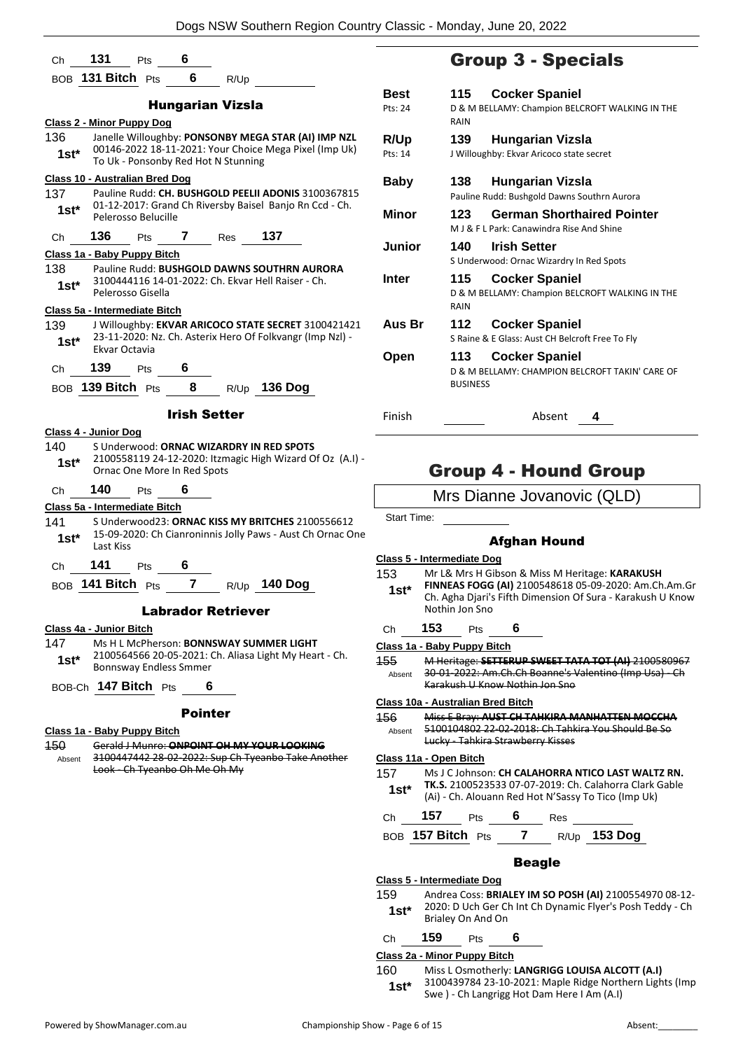Ch **131** Pts **6**

BOB **131 Bitch** Pts **6** R/Up

### Hungarian Vizsla

**Class 2 - Minor Puppy Dog**

136 **1st*** Janelle Willoughby: **PONSONBY MEGA STAR (AI) IMP NZL** 00146-2022 18-11-2021: Your Choice Mega Pixel (Imp Uk) To Uk - Ponsonby Red Hot N Stunning

**Class 10 - Australian Bred Dog**

137 **1st*** Pauline Rudd: **CH. BUSHGOLD PEELII ADONIS** 3100367815 01-12-2017: Grand Ch Riversby Baisel Banjo Rn Ccd - Ch. Pelerosso Belucille

Ch **136** Pts **7** Res **137**

**Class 1a - Baby Puppy Bitch**

138 **1st*** Pauline Rudd: **BUSHGOLD DAWNS SOUTHRN AURORA** 3100444116 14-01-2022: Ch. Ekvar Hell Raiser - Ch. Pelerosso Gisella

**Class 5a - Intermediate Bitch**

139 **1st*** J Willoughby: **EKVAR ARICOCO STATE SECRET** 3100421421 23-11-2020: Nz. Ch. Asterix Hero Of Folkvangr (Imp Nzl) - Ekvar Octavia

Ch **139** Pts **6**

BOB **139 Bitch** Pts **8** R/Up **136 Dog**

### Irish Setter

**Class 4 - Junior Dog**

140 **1st*** S Underwood: **ORNAC WIZARDRY IN RED SPOTS** 2100558119 24-12-2020: Itzmagic High Wizard Of Oz (A.I) - Ornac One More In Red Spots

Ch **140** Pts **6**

**Class 5a - Intermediate Bitch**

141 **1st*** S Underwood23: **ORNAC KISS MY BRITCHES** 2100556612 15-09-2020: Ch Cianroninnis Jolly Paws - Aust Ch Ornac One Last Kiss

Ch **141** Pts **6**

BOB **141 Bitch** Pts **7** R/Up **140 Dog**

### Labrador Retriever

**Class 4a - Junior Bitch**

147 **1st*** Ms H L McPherson: **BONNSWAY SUMMER LIGHT** 2100564566 20-05-2021: Ch. Aliasa Light My Heart - Ch. Bonnsway Endless Smmer

BOB-Ch **147 Bitch** Pts **6**

### Pointer

**Class 1a - Baby Puppy Bitch**

150 Absent ~~Gerald J Munro: **ONPOINT OH MY YOUR LOOKING** 3100447442 28-02-2022: Sup Ch Tyeanbo Take Another Look - Ch Tyeanbo Oh Me Oh My~~

## Group 3 - Specials

| | | |
|---|---|---|
| **Best** Pts: 24 | **115** | **Cocker Spaniel** D & M BELLAMY: Champion BELCROFT WALKING IN THE RAIN |
| **R/Up** Pts: 14 | **139** | **Hungarian Vizsla** J Willoughby: Ekvar Aricoco state secret |
| **Baby** | **138** | **Hungarian Vizsla** Pauline Rudd: Bushgold Dawns Southrn Aurora |
| **Minor** | **123** | **German Shorthaired Pointer** M J & F L Park: Canawindra Rise And Shine |
| **Junior** | **140** | **Irish Setter** S Underwood: Ornac Wizardry In Red Spots |
| **Inter** | **115** | **Cocker Spaniel** D & M BELLAMY: Champion BELCROFT WALKING IN THE RAIN |
| **Aus Br** | **112** | **Cocker Spaniel** S Raine & E Glass: Aust CH Belcroft Free To Fly |
| **Open** | **113** | **Cocker Spaniel** D & M BELLAMY: CHAMPION BELCROFT TAKIN' CARE OF BUSINESS |

Finish Absent **4**

## Group 4 - Hound Group

Mrs Dianne Jovanovic (QLD)

Start Time:

### Afghan Hound

**Class 5 - Intermediate Dog**

153 **1st*** Mr L& Mrs H Gibson & Miss M Heritage: **KARAKUSH FINNEAS FOGG (AI)** 2100548618 05-09-2020: Am.Ch.Am.Gr Ch. Agha Djari's Fifth Dimension Of Sura - Karakush U Know Nothin Jon Sno

Ch **153** Pts **6**

**Class 1a - Baby Puppy Bitch**

155 Absent ~~M Heritage: **SETTERUP SWEET TATA TOT (AI)** 2100580967 30-01-2022: Am.Ch.Ch Boanne's Valentino (Imp Usa) - Ch Karakush U Know Nothin Jon Sno~~

**Class 10a - Australian Bred Bitch**

156 Absent ~~Miss E Bray: **AUST CH TAHKIRA MANHATTEN MOCCHA** 5100104802 22-02-2018: Ch Tahkira You Should Be So Lucky - Tahkira Strawberry Kisses~~

**Class 11a - Open Bitch**

157 **1st*** Ms J C Johnson: **CH CALAHORRA NTICO LAST WALTZ RN. TK.S.** 2100523533 07-07-2019: Ch. Calahorra Clark Gable (Ai) - Ch. Alouann Red Hot N'Sassy To Tico (Imp Uk)

Ch **157** Pts **6** Res

BOB **157 Bitch** Pts **7** R/Up **153 Dog**

### Beagle

**Class 5 - Intermediate Dog**

159 **1st*** Andrea Coss: **BRIALEY IM SO POSH (AI)** 2100554970 08-12-2020: D Uch Ger Ch Int Ch Dynamic Flyer's Posh Teddy - Ch Brialey On And On

Ch **159** Pts **6**

**Class 2a - Minor Puppy Bitch**

160 **1st*** Miss L Osmotherly: **LANGRIGG LOUISA ALCOTT (A.I)** 3100439784 23-10-2021: Maple Ridge Northern Lights (Imp Swe ) - Ch Langrigg Hot Dam Here I Am (A.I)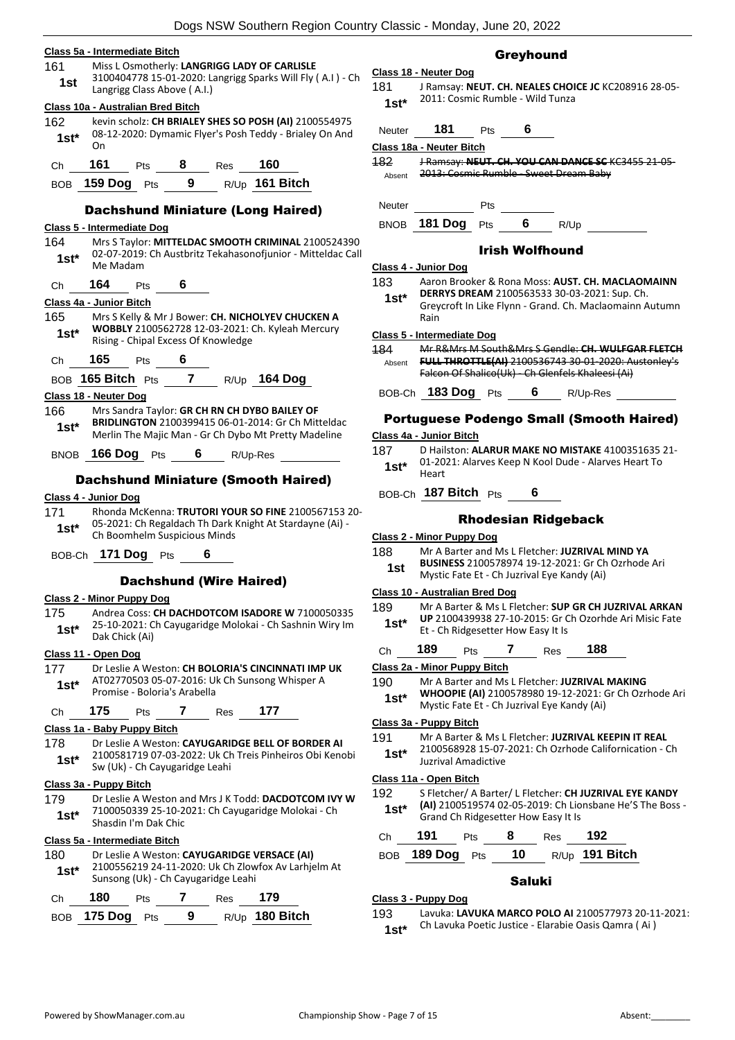**Class 5a - Intermediate Bitch**

161 **1st** Miss L Osmotherly: **LANGRIGG LADY OF CARLISLE** 3100404778 15-01-2020: Langrigg Sparks Will Fly ( A.I ) - Ch Langrigg Class Above ( A.I.)

**Class 10a - Australian Bred Bitch**

162 **1st*** kevin scholz: **CH BRIALEY SHES SO POSH (AI)** 2100554975 08-12-2020: Dymamic Flyer's Posh Teddy - Brialey On And On

Ch **161** Pts **8** Res **160**

BOB **159 Dog** Pts **9** R/Up **161 Bitch**

## Dachshund Miniature (Long Haired)

**Class 5 - Intermediate Dog**

164 **1st*** Mrs S Taylor: **MITTELDAC SMOOTH CRIMINAL** 2100524390 02-07-2019: Ch Austbritz Tekahasonofjunior - Mitteldac Call Me Madam

Ch **164** Pts **6**

**Class 4a - Junior Bitch**

165 **1st*** Mrs S Kelly & Mr J Bower: **CH. NICHOLYEV CHUCKEN A WOBBLY** 2100562728 12-03-2021: Ch. Kyleah Mercury Rising - Chipal Excess Of Knowledge

Ch **165** Pts **6**

BOB **165 Bitch** Pts **7** R/Up **164 Dog**

**Class 18 - Neuter Dog**

166 **1st*** Mrs Sandra Taylor: **GR CH RN CH DYBO BAILEY OF BRIDLINGTON** 2100399415 06-01-2014: Gr Ch Mitteldac Merlin The Majic Man - Gr Ch Dybo Mt Pretty Madeline

BNOB **166 Dog** Pts **6** R/Up-Res

## Dachshund Miniature (Smooth Haired)

**Class 4 - Junior Dog**

171 **1st*** Rhonda McKenna: **TRUTORI YOUR SO FINE** 2100567153 20-05-2021: Ch Regaldach Th Dark Knight At Stardayne (Ai) - Ch Boomhelm Suspicious Minds

BOB-Ch **171 Dog** Pts **6**

## Dachshund (Wire Haired)

**Class 2 - Minor Puppy Dog**

175 **1st*** Andrea Coss: **CH DACHDOTCOM ISADORE W** 7100050335 25-10-2021: Ch Cayugaridge Molokai - Ch Sashnin Wiry Im Dak Chick (Ai)

**Class 11 - Open Dog**

177 **1st*** Dr Leslie A Weston: **CH BOLORIA'S CINCINNATI IMP UK** AT02770503 05-07-2016: Uk Ch Sunsong Whisper A Promise - Boloria's Arabella

Ch **175** Pts **7** Res **177**

**Class 1a - Baby Puppy Bitch**

178 **1st*** Dr Leslie A Weston: **CAYUGARIDGE BELL OF BORDER AI** 2100581719 07-03-2022: Uk Ch Treis Pinheiros Obi Kenobi Sw (Uk) - Ch Cayugaridge Leahi

**Class 3a - Puppy Bitch**

179 **1st*** Dr Leslie A Weston and Mrs J K Todd: **DACDOTCOM IVY W** 7100050339 25-10-2021: Ch Cayugaridge Molokai - Ch Shasdin I'm Dak Chic

**Class 5a - Intermediate Bitch**

180 **1st*** Dr Leslie A Weston: **CAYUGARIDGE VERSACE (AI)** 2100556219 24-11-2020: Uk Ch Zlowfox Av Larhjelm At Sunsong (Uk) - Ch Cayugaridge Leahi

Ch **180** Pts **7** Res **179**

BOB **175 Dog** Pts **9** R/Up **180 Bitch**

## Greyhound

**Class 18 - Neuter Dog**

181 **1st*** J Ramsay: **NEUT. CH. NEALES CHOICE JC** KC208916 28-05-2011: Cosmic Rumble - Wild Tunza

Neuter **181** Pts **6**

**Class 18a - Neuter Bitch**

~~182~~ Absent ~~J Ramsay: **NEUT. CH. YOU CAN DANCE SC** KC3455 21-05-2013: Cosmic Rumble - Sweet Dream Baby~~

Neuter Pts

BNOB **181 Dog** Pts **6** R/Up

## Irish Wolfhound

**Class 4 - Junior Dog**

183 **1st*** Aaron Brooker & Rona Moss: **AUST. CH. MACLAOMAINN DERRYS DREAM** 2100563533 30-03-2021: Sup. Ch. Greycroft In Like Flynn - Grand. Ch. Maclaomainn Autumn Rain

**Class 5 - Intermediate Dog**

~~184~~ Absent ~~Mr R&Mrs M South&Mrs S Gendle: **CH. WULFGAR FLETCH FULL THROTTLE(AI)** 2100536743 30-01-2020: Austonley's Falcon Of Shalico(Uk) - Ch Glenfels Khaleesi (Ai)~~

BOB-Ch **183 Dog** Pts **6** R/Up-Res

## Portuguese Podengo Small (Smooth Haired)

**Class 4a - Junior Bitch**

187 **1st*** D Hailston: **ALARUR MAKE NO MISTAKE** 4100351635 21-01-2021: Alarves Keep N Kool Dude - Alarves Heart To Heart

BOB-Ch **187 Bitch** Pts **6**

## Rhodesian Ridgeback

**Class 2 - Minor Puppy Dog**

188 **1st** Mr A Barter and Ms L Fletcher: **JUZRIVAL MIND YA BUSINESS** 2100578974 19-12-2021: Gr Ch Ozrhode Ari Mystic Fate Et - Ch Juzrival Eye Kandy (Ai)

**Class 10 - Australian Bred Dog**

189 **1st*** Mr A Barter and Ms L Fletcher: **SUP GR CH JUZRIVAL ARKAN UP** 2100439938 27-10-2015: Gr Ch Ozorhde Ari Misic Fate Et - Ch Ridgesetter How Easy It Is

Ch **189** Pts **7** Res **188**

**Class 2a - Minor Puppy Bitch**

190 **1st*** Mr A Barter and Ms L Fletcher: **JUZRIVAL MAKING WHOOPIE (AI)** 2100578980 19-12-2021: Gr Ch Ozrhode Ari Mystic Fate Et - Ch Juzrival Eye Kandy (Ai)

**Class 3a - Puppy Bitch**

191 **1st*** Mr A Barter and Ms L Fletcher: **JUZRIVAL KEEPIN IT REAL** 2100568928 15-07-2021: Ch Ozrhode Californication - Ch Juzrival Amadictive

**Class 11a - Open Bitch**

192 **1st*** S Fletcher/ A Barter/ L Fletcher: **CH JUZRIVAL EYE KANDY (AI)** 2100519574 02-05-2019: Ch Lionsbane He'S The Boss - Grand Ch Ridgesetter How Easy It Is

Ch **191** Pts **8** Res **192**

BOB **189 Dog** Pts **10** R/Up **191 Bitch**

## Saluki

**Class 3 - Puppy Dog**

193 **1st*** Lavuka: **LAVUKA MARCO POLO AI** 2100577973 20-11-2021: Ch Lavuka Poetic Justice - Elarabie Oasis Qamra ( Ai )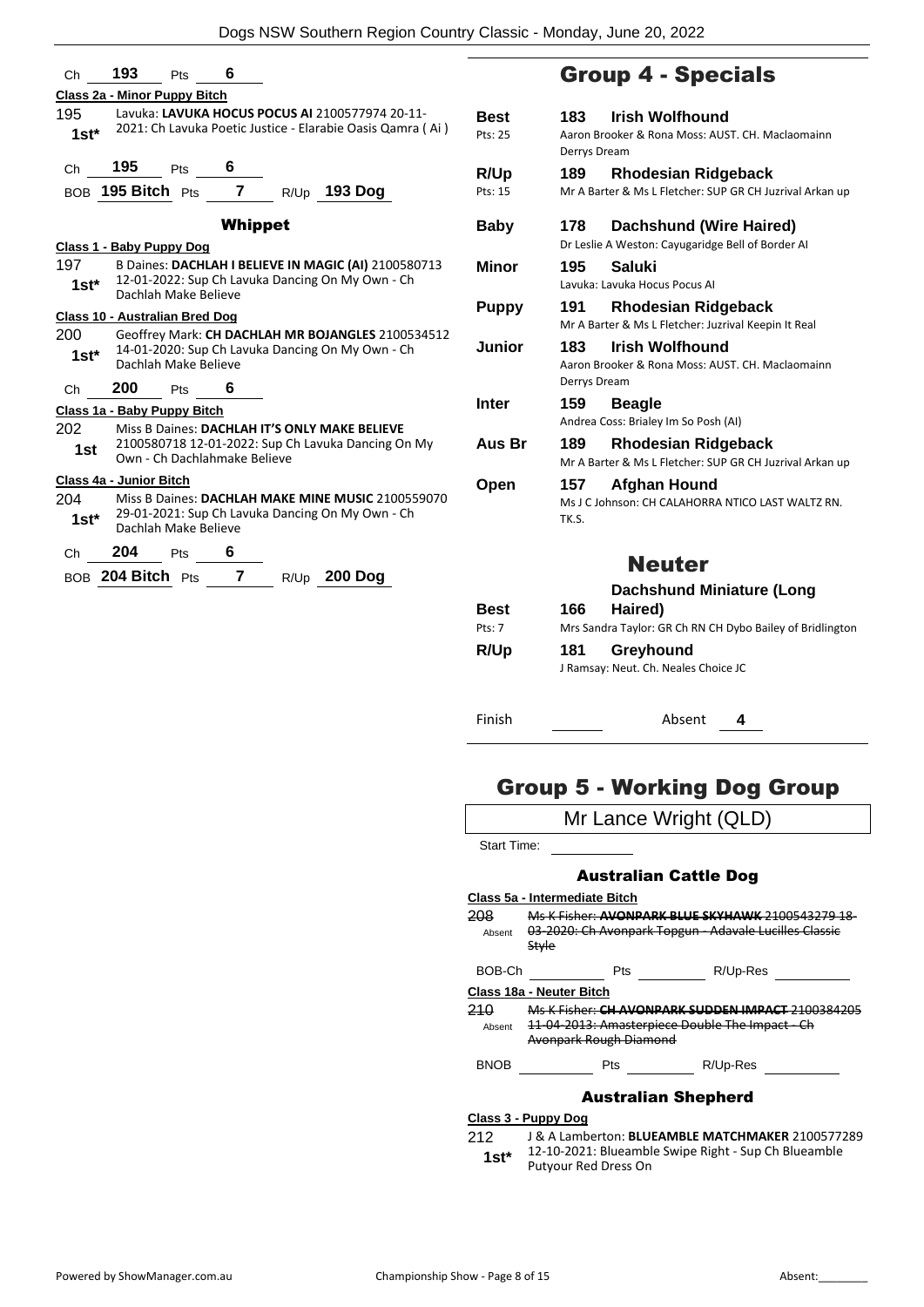Ch **193** Pts **6**

**Class 2a - Minor Puppy Bitch**

195 **1st*** Lavuka: **LAVUKA HOCUS POCUS AI** 2100577974 20-11-2021: Ch Lavuka Poetic Justice - Elarabie Oasis Qamra ( Ai )

Ch **195** Pts **6**

BOB **195 Bitch** Pts **7** R/Up **193 Dog**

### Whippet

**Class 1 - Baby Puppy Dog**

197 **1st*** B Daines: **DACHLAH I BELIEVE IN MAGIC (AI)** 2100580713 12-01-2022: Sup Ch Lavuka Dancing On My Own - Ch Dachlah Make Believe

**Class 10 - Australian Bred Dog**

200 **1st*** Geoffrey Mark: **CH DACHLAH MR BOJANGLES** 2100534512 14-01-2020: Sup Ch Lavuka Dancing On My Own - Ch Dachlah Make Believe

Ch **200** Pts **6**

**Class 1a - Baby Puppy Bitch**

202 **1st** Miss B Daines: **DACHLAH IT'S ONLY MAKE BELIEVE** 2100580718 12-01-2022: Sup Ch Lavuka Dancing On My Own - Ch Dachlahmake Believe

**Class 4a - Junior Bitch**

204 **1st*** Miss B Daines: **DACHLAH MAKE MINE MUSIC** 2100559070 29-01-2021: Sup Ch Lavuka Dancing On My Own - Ch Dachlah Make Believe

Ch **204** Pts **6**

BOB **204 Bitch** Pts **7** R/Up **200 Dog**

## Group 4 - Specials

| | | |
|---|---|---|
| **Best** Pts: 25 | **183** | **Irish Wolfhound** Aaron Brooker & Rona Moss: AUST. CH. Maclaomainn Derrys Dream |
| **R/Up** Pts: 15 | **189** | **Rhodesian Ridgeback** Mr A Barter & Ms L Fletcher: SUP GR CH Juzrival Arkan up |
| **Baby** | **178** | **Dachshund (Wire Haired)** Dr Leslie A Weston: Cayugaridge Bell of Border AI |
| **Minor** | **195** | **Saluki** Lavuka: Lavuka Hocus Pocus AI |
| **Puppy** | **191** | **Rhodesian Ridgeback** Mr A Barter & Ms L Fletcher: Juzrival Keepin It Real |
| **Junior** | **183** | **Irish Wolfhound** Aaron Brooker & Rona Moss: AUST. CH. Maclaomainn Derrys Dream |
| **Inter** | **159** | **Beagle** Andrea Coss: Brialey Im So Posh (AI) |
| **Aus Br** | **189** | **Rhodesian Ridgeback** Mr A Barter & Ms L Fletcher: SUP GR CH Juzrival Arkan up |
| **Open** | **157** | **Afghan Hound** Ms J C Johnson: CH CALAHORRA NTICO LAST WALTZ RN. TK.S. |

## Neuter

| | | |
|---|---|---|
| **Best** Pts: 7 | **166** | **Dachshund Miniature (Long Haired)** Mrs Sandra Taylor: GR Ch RN CH Dybo Bailey of Bridlington |
| **R/Up** | **181** | **Greyhound** J Ramsay: Neut. Ch. Neales Choice JC |

Finish ______ Absent **4**

## Group 5 - Working Dog Group

Mr Lance Wright (QLD)

Start Time: ______

### Australian Cattle Dog

**Class 5a - Intermediate Bitch**

208 Absent ~~Ms K Fisher: **AVONPARK BLUE SKYHAWK** 2100543279 18-03-2020: Ch Avonpark Topgun - Adavale Lucilles Classic Style~~

BOB-Ch ______ Pts ______ R/Up-Res ______

**Class 18a - Neuter Bitch**

210 Absent ~~Ms K Fisher: **CH AVONPARK SUDDEN IMPACT** 2100384205 11-04-2013: Amasterpiece Double The Impact - Ch Avonpark Rough Diamond~~

BNOB ______ Pts ______ R/Up-Res ______

### Australian Shepherd

**Class 3 - Puppy Dog**

212 **1st*** J & A Lamberton: **BLUEAMBLE MATCHMAKER** 2100577289 12-10-2021: Blueamble Swipe Right - Sup Ch Blueamble Putyour Red Dress On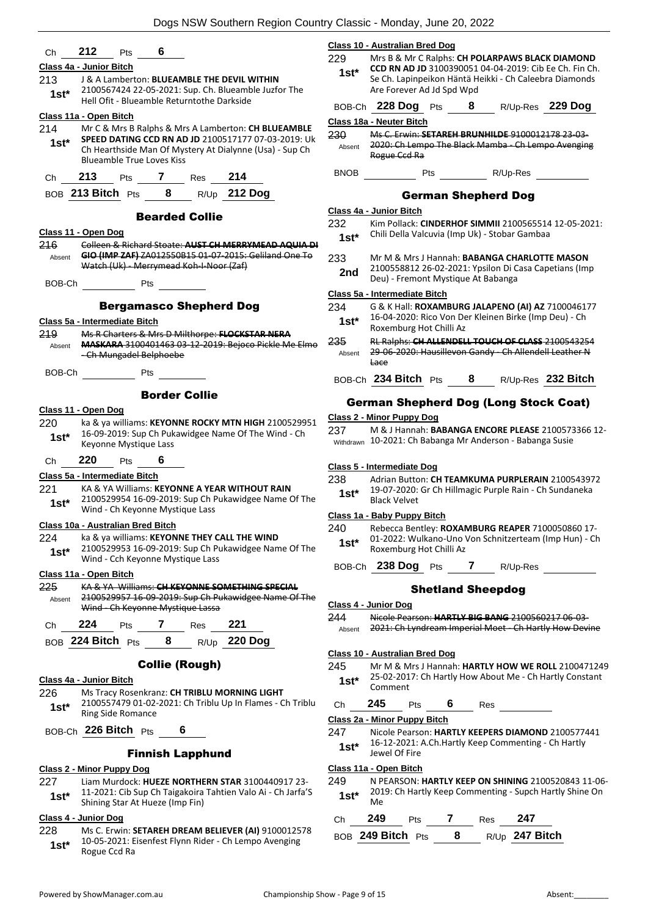Ch **212** Pts **6**

**Class 4a - Junior Bitch**

213 1st* J & A Lamberton: **BLUEAMBLE THE DEVIL WITHIN** 2100567424 22-05-2021: Sup. Ch. Blueamble Juzfor The Hell Ofit - Blueamble Returntothe Darkside

**Class 11a - Open Bitch**

214 1st* Mr C & Mrs B Ralphs & Mrs A Lamberton: **CH BLUEAMBLE SPEED DATING CCD RN AD JD** 2100517177 07-03-2019: Uk Ch Hearthside Man Of Mystery At Dialynne (Usa) - Sup Ch Blueamble True Loves Kiss

Ch **213** Pts **7** Res **214**

BOB **213 Bitch** Pts **8** R/Up **212 Dog**

## Bearded Collie

**Class 11 - Open Dog**

216 Absent ~~Colleen & Richard Stoate: **AUST CH MERRYMEAD AQUIA DI GIO (IMP ZAF)** ZA012550B15 01-07-2015: Geliland One To Watch (Uk) - Merrymead Koh-I-Noor (Zaf)~~

BOB-Ch ______ Pts ______

## Bergamasco Shepherd Dog

**Class 5a - Intermediate Bitch**

219 Absent ~~Ms R Charters & Mrs D Milthorpe: **FLOCKSTAR NERA MASKARA** 3100401463 03-12-2019: Bejoco Pickle Me Elmo - Ch Mungadel Belphoebe~~

BOB-Ch ______ Pts ______

## Border Collie

**Class 11 - Open Dog**

220 1st* ka & ya williams: **KEYONNE ROCKY MTN HIGH** 2100529951 16-09-2019: Sup Ch Pukawidgee Name Of The Wind - Ch Keyonne Mystique Lass

Ch **220** Pts **6**

**Class 5a - Intermediate Bitch**

221 1st* KA & YA Williams: **KEYONNE A YEAR WITHOUT RAIN** 2100529954 16-09-2019: Sup Ch Pukawidgee Name Of The Wind - Ch Keyonne Mystique Lass

**Class 10a - Australian Bred Bitch**

224 1st* ka & ya williams: **KEYONNE THEY CALL THE WIND** 2100529953 16-09-2019: Sup Ch Pukawidgee Name Of The Wind - Cch Keyonne Mystique Lass

**Class 11a - Open Bitch**

225 Absent ~~KA & YA Williams: **CH KEYONNE SOMETHING SPECIAL** 2100529957 16-09-2019: Sup Ch Pukawidgee Name Of The Wind - Ch Keyonne Mystique Lassa~~

Ch **224** Pts **7** Res **221**

BOB **224 Bitch** Pts **8** R/Up **220 Dog**

## Collie (Rough)

**Class 4a - Junior Bitch**

226 1st* Ms Tracy Rosenkranz: **CH TRIBLU MORNING LIGHT** 2100557479 01-02-2021: Ch Triblu Up In Flames - Ch Triblu Ring Side Romance

BOB-Ch **226 Bitch** Pts **6**

## Finnish Lapphund

**Class 2 - Minor Puppy Dog**

227 1st* Liam Murdock: **HUEZE NORTHERN STAR** 3100440917 23-11-2021: Cib Sup Ch Taigakoira Tahtien Valo Ai - Ch Jarfa'S Shining Star At Hueze (Imp Fin)

**Class 4 - Junior Dog**

228 1st* Ms C. Erwin: **SETAREH DREAM BELIEVER (AI)** 9100012578 10-05-2021: Eisenfest Flynn Rider - Ch Lempo Avenging Rogue Ccd Ra

**Class 10 - Australian Bred Dog**

229 1st* Mrs B & Mr C Ralphs: **CH POLARPAWS BLACK DIAMOND CCD RN AD JD** 3100390051 04-04-2019: Cib Ee Ch. Fin Ch. Se Ch. Lapinpeikon Häntä Heikki - Ch Caleebra Diamonds Are Forever Ad Jd Spd Wpd

BOB-Ch **228 Dog** Pts **8** R/Up-Res **229 Dog**

**Class 18a - Neuter Bitch**

230 Absent ~~Ms C. Erwin: **SETAREH BRUNHILDE** 9100012178 23-03-2020: Ch Lempo The Black Mamba - Ch Lempo Avenging Rogue Ccd Ra~~

BNOB ______ Pts ______ R/Up-Res ______

## German Shepherd Dog

**Class 4a - Junior Bitch**

232 1st* Kim Pollack: **CINDERHOF SIMMII** 2100565514 12-05-2021: Chili Della Valcuvia (Imp Uk) - Stobar Gambaa

233 2nd Mr M & Mrs J Hannah: **BABANGA CHARLOTTE MASON** 2100558812 26-02-2021: Ypsilon Di Casa Capetians (Imp Deu) - Fremont Mystique At Babanga

**Class 5a - Intermediate Bitch**

234 1st* G & K Hall: **ROXAMBURG JALAPENO (AI) AZ** 7100046177 16-04-2020: Rico Von Der Kleinen Birke (Imp Deu) - Ch Roxemburg Hot Chilli Az

235 Absent ~~RL Ralphs: **CH ALLENDELL TOUCH OF CLASS** 2100543254 29-06-2020: Hausillevon Gandy - Ch Allendell Leather N Lace~~

BOB-Ch **234 Bitch** Pts **8** R/Up-Res **232 Bitch**

## German Shepherd Dog (Long Stock Coat)

**Class 2 - Minor Puppy Dog**

237 Withdrawn M & J Hannah: **BABANGA ENCORE PLEASE** 2100573366 12-10-2021: Ch Babanga Mr Anderson - Babanga Susie

**Class 5 - Intermediate Dog**

238 1st* Adrian Button: **CH TEAMKUMA PURPLERAIN** 2100543972 19-07-2020: Gr Ch Hillmagic Purple Rain - Ch Sundaneka Black Velvet

**Class 1a - Baby Puppy Bitch**

240 1st* Rebecca Bentley: **ROXAMBURG REAPER** 7100050860 17-01-2022: Wulkano-Uno Von Schnitzerteam (Imp Hun) - Ch Roxemburg Hot Chilli Az

BOB-Ch **238 Dog** Pts **7** R/Up-Res ______

## Shetland Sheepdog

**Class 4 - Junior Dog**

244 Absent ~~Nicole Pearson: **HARTLY BIG BANG** 2100560217 06-03-2021: Ch Lyndream Imperial Moet - Ch Hartly How Devine~~

**Class 10 - Australian Bred Dog**

245 1st* Mr M & Mrs J Hannah: **HARTLY HOW WE ROLL** 2100471249 25-02-2017: Ch Hartly How About Me - Ch Hartly Constant Comment

Ch **245** Pts **6** Res ______

**Class 2a - Minor Puppy Bitch**

247 1st* Nicole Pearson: **HARTLY KEEPERS DIAMOND** 2100577441 16-12-2021: A.Ch.Hartly Keep Commenting - Ch Hartly Jewel Of Fire

**Class 11a - Open Bitch**

249 1st* N PEARSON: **HARTLY KEEP ON SHINING** 2100520843 11-06-2019: Ch Hartly Keep Commenting - Supch Hartly Shine On Me

Ch **249** Pts **7** Res **247**

BOB **249 Bitch** Pts **8** R/Up **247 Bitch**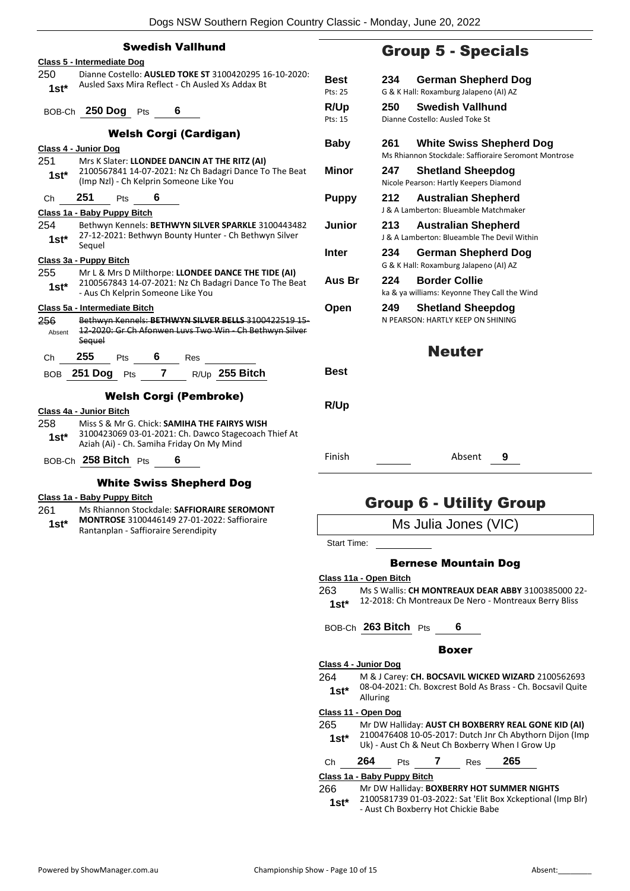### Swedish Vallhund

**Class 5 - Intermediate Dog**

250 **1st*** Dianne Costello: **AUSLED TOKE ST** 3100420295 16-10-2020: Ausled Saxs Mira Reflect - Ch Ausled Xs Addax Bt

BOB-Ch **250 Dog** Pts **6**

### Welsh Corgi (Cardigan)

**Class 4 - Junior Dog**

251 **1st*** Mrs K Slater: **LLONDEE DANCIN AT THE RITZ (AI)** 2100567841 14-07-2021: Nz Ch Badagri Dance To The Beat (Imp Nzl) - Ch Kelprin Someone Like You

Ch **251** Pts **6**

**Class 1a - Baby Puppy Bitch**

254 **1st*** Bethwyn Kennels: **BETHWYN SILVER SPARKLE** 3100443482 27-12-2021: Bethwyn Bounty Hunter - Ch Bethwyn Silver Sequel

**Class 3a - Puppy Bitch**

255 **1st*** Mr L & Mrs D Milthorpe: **LLONDEE DANCE THE TIDE (AI)** 2100567843 14-07-2021: Nz Ch Badagri Dance To The Beat - Aus Ch Kelprin Someone Like You

**Class 5a - Intermediate Bitch**

256 Absent ~~Bethwyn Kennels: **BETHWYN SILVER BELLS** 3100422519 15-12-2020: Gr Ch Afonwen Luvs Two Win - Ch Bethwyn Silver Sequel~~

Ch **255** Pts **6** Res

BOB **251 Dog** Pts **7** R/Up **255 Bitch**

### Welsh Corgi (Pembroke)

**Class 4a - Junior Bitch**

258 **1st*** Miss S & Mr G. Chick: **SAMIHA THE FAIRYS WISH** 3100423069 03-01-2021: Ch. Dawco Stagecoach Thief At Aziah (Ai) - Ch. Samiha Friday On My Mind

BOB-Ch **258 Bitch** Pts **6**

### White Swiss Shepherd Dog

**Class 1a - Baby Puppy Bitch**

261 **1st*** Ms Rhiannon Stockdale: **SAFFIORAIRE SEROMONT MONTROSE** 3100446149 27-01-2022: Saffioraire Rantanplan - Saffioraire Serendipity

## Group 5 - Specials

| | | |
|---|---|---|
| **Best** Pts: 25 | **234** | **German Shepherd Dog** G & K Hall: Roxamburg Jalapeno (AI) AZ |
| **R/Up** Pts: 15 | **250** | **Swedish Vallhund** Dianne Costello: Ausled Toke St |
| **Baby** | **261** | **White Swiss Shepherd Dog** Ms Rhiannon Stockdale: Saffioraire Seromont Montrose |
| **Minor** | **247** | **Shetland Sheepdog** Nicole Pearson: Hartly Keepers Diamond |
| **Puppy** | **212** | **Australian Shepherd** J & A Lamberton: Blueamble Matchmaker |
| **Junior** | **213** | **Australian Shepherd** J & A Lamberton: Blueamble The Devil Within |
| **Inter** | **234** | **German Shepherd Dog** G & K Hall: Roxamburg Jalapeno (AI) AZ |
| **Aus Br** | **224** | **Border Collie** ka & ya williams: Keyonne They Call the Wind |
| **Open** | **249** | **Shetland Sheepdog** N PEARSON: HARTLY KEEP ON SHINING |

## Neuter

**Best**

**R/Up**

Finish Absent **9**

## Group 6 - Utility Group

Ms Julia Jones (VIC)

Start Time:

### Bernese Mountain Dog

**Class 11a - Open Bitch**

263 **1st*** Ms S Wallis: **CH MONTREAUX DEAR ABBY** 3100385000 22-12-2018: Ch Montreaux De Nero - Montreaux Berry Bliss

BOB-Ch **263 Bitch** Pts **6**

### Boxer

**Class 4 - Junior Dog**

264 **1st*** M & J Carey: **CH. BOCSAVIL WICKED WIZARD** 2100562693 08-04-2021: Ch. Boxcrest Bold As Brass - Ch. Bocsavil Quite Alluring

**Class 11 - Open Dog**

265 **1st*** Mr DW Halliday: **AUST CH BOXBERRY REAL GONE KID (AI)** 2100476408 10-05-2017: Dutch Jnr Ch Abythorn Dijon (Imp Uk) - Aust Ch & Neut Ch Boxberry When I Grow Up

Ch **264** Pts **7** Res **265**

**Class 1a - Baby Puppy Bitch**

266 **1st*** Mr DW Halliday: **BOXBERRY HOT SUMMER NIGHTS** 2100581739 01-03-2022: Sat 'Elit Box Xckeptional (Imp Blr) - Aust Ch Boxberry Hot Chickie Babe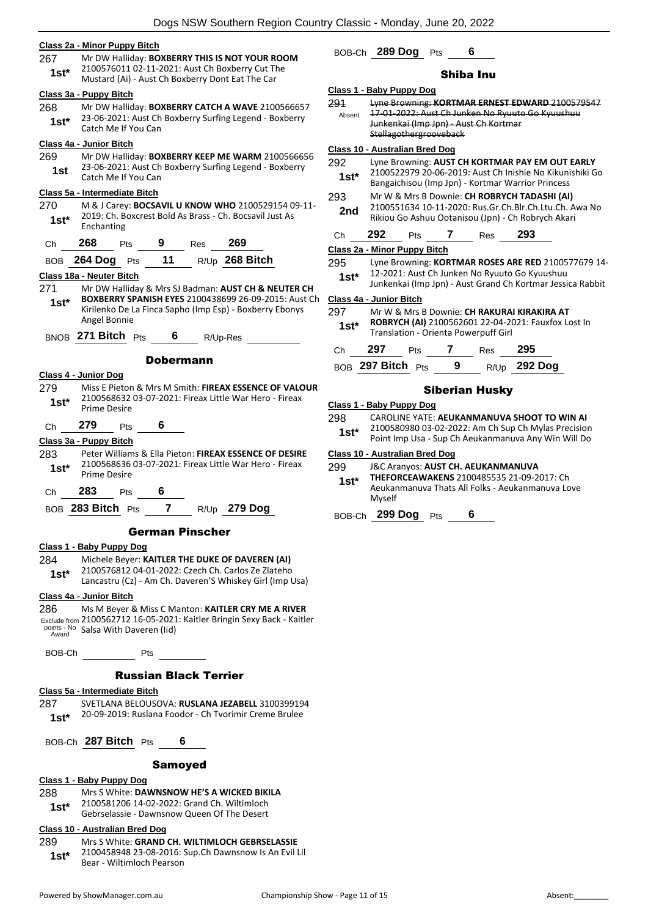**Class 2a - Minor Puppy Bitch**

267 — 1st* — Mr DW Halliday: **BOXBERRY THIS IS NOT YOUR ROOM** 2100576011 02-11-2021: Aust Ch Boxberry Cut The Mustard (Ai) - Aust Ch Boxberry Dont Eat The Car

**Class 3a - Puppy Bitch**

268 — 1st* — Mr DW Halliday: **BOXBERRY CATCH A WAVE** 2100566657 23-06-2021: Aust Ch Boxberry Surfing Legend - Boxberry Catch Me If You Can

**Class 4a - Junior Bitch**

269 — 1st — Mr DW Halliday: **BOXBERRY KEEP ME WARM** 2100566656 23-06-2021: Aust Ch Boxberry Surfing Legend - Boxberry Catch Me If You Can

**Class 5a - Intermediate Bitch**

270 — 1st* — M & J Carey: **BOCSAVIL U KNOW WHO** 2100529154 09-11-2019: Ch. Boxcrest Bold As Brass - Ch. Bocsavil Just As Enchanting

Ch **268** Pts **9** Res **269**

BOB **264 Dog** Pts **11** R/Up **268 Bitch**

**Class 18a - Neuter Bitch**

271 — 1st* — Mr DW Halliday & Mrs SJ Badman: **AUST CH & NEUTER CH BOXBERRY SPANISH EYES** 2100438699 26-09-2015: Aust Ch Kirilenko De La Finca Sapho (Imp Esp) - Boxberry Ebonys Angel Bonnie

BNOB **271 Bitch** Pts **6** R/Up-Res

## Dobermann

**Class 4 - Junior Dog**

279 — 1st* — Miss E Pieton & Mrs M Smith: **FIREAX ESSENCE OF VALOUR** 2100568632 03-07-2021: Fireax Little War Hero - Fireax Prime Desire

Ch **279** Pts **6**

**Class 3a - Puppy Bitch**

283 — 1st* — Peter Williams & Ella Pieton: **FIREAX ESSENCE OF DESIRE** 2100568636 03-07-2021: Fireax Little War Hero - Fireax Prime Desire

Ch **283** Pts **6**

BOB **283 Bitch** Pts **7** R/Up **279 Dog**

## German Pinscher

**Class 1 - Baby Puppy Dog**

284 — 1st* — Michele Beyer: **KAITLER THE DUKE OF DAVEREN (AI)** 2100576812 04-01-2022: Czech Ch. Carlos Ze Zlateho Lancastru (Cz) - Am Ch. Daveren'S Whiskey Girl (Imp Usa)

**Class 4a - Junior Bitch**

286 — Exclude from points - No Award — Ms M Beyer & Miss C Manton: **KAITLER CRY ME A RIVER** 2100562712 16-05-2021: Kaitler Bringin Sexy Back - Kaitler Salsa With Daveren (Iid)

BOB-Ch Pts

## Russian Black Terrier

**Class 5a - Intermediate Bitch**

287 — 1st* — SVETLANA BELOUSOVA: **RUSLANA JEZABELL** 3100399194 20-09-2019: Ruslana Foodor - Ch Tvorimir Creme Brulee

BOB-Ch **287 Bitch** Pts **6**

## Samoyed

**Class 1 - Baby Puppy Dog**

288 — 1st* — Mrs S White: **DAWNSNOW HE'S A WICKED BIKILA** 2100581206 14-02-2022: Grand Ch. Wiltimloch Gebrselassie - Dawnsnow Queen Of The Desert

**Class 10 - Australian Bred Dog**

289 — 1st* — Mrs S White: **GRAND CH. WILTIMLOCH GEBRSELASSIE** 2100458948 23-08-2016: Sup.Ch Dawnsnow Is An Evil Lil Bear - Wiltimloch Pearson

BOB-Ch **289 Dog** Pts **6**

## Shiba Inu

**Class 1 - Baby Puppy Dog**

~~291 — Absent — Lyne Browning: **KORTMAR ERNEST EDWARD** 2100579547 17-01-2022: Aust Ch Junken No Ryuuto Go Kyuushuu Junkenkai (Imp Jpn) - Aust Ch Kortmar Stellagothergrooveback~~

**Class 10 - Australian Bred Dog**

292 — 1st* — Lyne Browning: **AUST CH KORTMAR PAY EM OUT EARLY** 2100522979 20-06-2019: Aust Ch Inishie No Kikunishiki Go Bangaichisou (Imp Jpn) - Kortmar Warrior Princess

293 — 2nd — Mr W & Mrs B Downie: **CH ROBRYCH TADASHI (AI)** 2100551634 10-11-2020: Rus.Gr.Ch.Blr.Ch.Ltu.Ch. Awa No Rikiou Go Ashuu Ootanisou (Jpn) - Ch Robrych Akari

Ch **292** Pts **7** Res **293**

**Class 2a - Minor Puppy Bitch**

295 — 1st* — Lyne Browning: **KORTMAR ROSES ARE RED** 2100577679 14-12-2021: Aust Ch Junken No Ryuuto Go Kyuushuu Junkenkai (Imp Jpn) - Aust Grand Ch Kortmar Jessica Rabbit

**Class 4a - Junior Bitch**

297 — 1st* — Mr W & Mrs B Downie: **CH RAKURAI KIRAKIRA AT ROBRYCH (AI)** 2100562601 22-04-2021: Fauxfox Lost In Translation - Orienta Powerpuff Girl

Ch **297** Pts **7** Res **295**

BOB **297 Bitch** Pts **9** R/Up **292 Dog**

## Siberian Husky

**Class 1 - Baby Puppy Dog**

298 — 1st* — CAROLINE YATE: **AEUKANMANUVA SHOOT TO WIN AI** 2100580980 03-02-2022: Am Ch Sup Ch Mylas Precision Point Imp Usa - Sup Ch Aeukanmanuva Any Win Will Do

**Class 10 - Australian Bred Dog**

299 — 1st* — J&C Aranyos: **AUST CH. AEUKANMANUVA THEFORCEAWAKENS** 2100485535 21-09-2017: Ch Aeukanmanuva Thats All Folks - Aeukanmanuva Love Myself

BOB-Ch **299 Dog** Pts **6**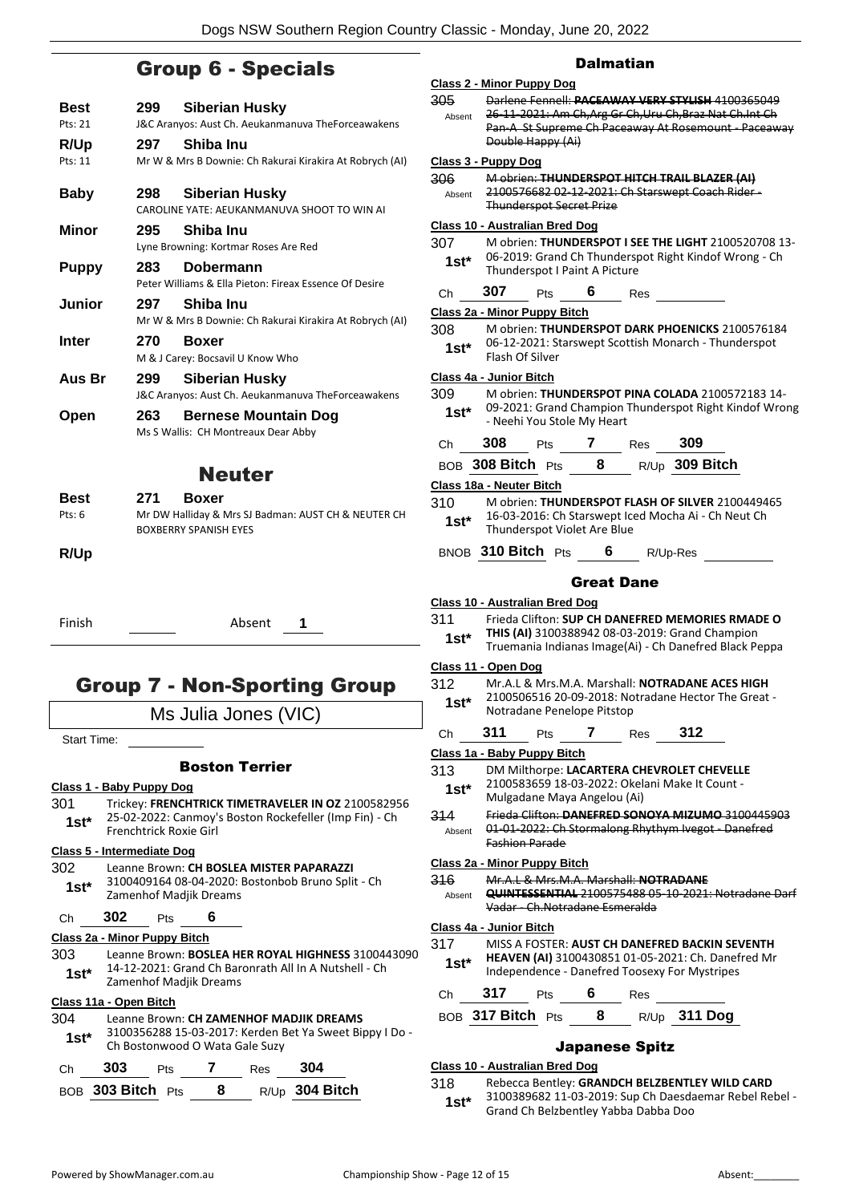## Group 6 - Specials

| | | |
|---|---|---|
| **Best** Pts: 21 | **299** | **Siberian Husky** J&C Aranyos: Aust Ch. Aeukanmanuva TheForceawakens |
| **R/Up** Pts: 11 | **297** | **Shiba Inu** Mr W & Mrs B Downie: Ch Rakurai Kirakira At Robrych (AI) |
| **Baby** | **298** | **Siberian Husky** CAROLINE YATE: AEUKANMANUVA SHOOT TO WIN AI |
| **Minor** | **295** | **Shiba Inu** Lyne Browning: Kortmar Roses Are Red |
| **Puppy** | **283** | **Dobermann** Peter Williams & Ella Pieton: Fireax Essence Of Desire |
| **Junior** | **297** | **Shiba Inu** Mr W & Mrs B Downie: Ch Rakurai Kirakira At Robrych (AI) |
| **Inter** | **270** | **Boxer** M & J Carey: Bocsavil U Know Who |
| **Aus Br** | **299** | **Siberian Husky** J&C Aranyos: Aust Ch. Aeukanmanuva TheForceawakens |
| **Open** | **263** | **Bernese Mountain Dog** Ms S Wallis: CH Montreaux Dear Abby |

## Neuter

| | | |
|---|---|---|
| **Best** Pts: 6 | **271** | **Boxer** Mr DW Halliday & Mrs SJ Badman: AUST CH & NEUTER CH BOXBERRY SPANISH EYES |
| **R/Up** | | |

Finish ______ Absent **1**

## Group 7 - Non-Sporting Group

Ms Julia Jones (VIC)

Start Time: ______

### Boston Terrier

**Class 1 - Baby Puppy Dog**

301 **1st*** Trickey: **FRENCHTRICK TIMETRAVELER IN OZ** 2100582956 25-02-2022: Canmoy's Boston Rockefeller (Imp Fin) - Ch Frenchtrick Roxie Girl

**Class 5 - Intermediate Dog**

302 **1st*** Leanne Brown: **CH BOSLEA MISTER PAPARAZZI** 3100409164 08-04-2020: Bostonbob Bruno Split - Ch Zamenhof Madjik Dreams

Ch **302** Pts **6**

**Class 2a - Minor Puppy Bitch**

303 **1st*** Leanne Brown: **BOSLEA HER ROYAL HIGHNESS** 3100443090 14-12-2021: Grand Ch Baronrath All In A Nutshell - Ch Zamenhof Madjik Dreams

**Class 11a - Open Bitch**

304 **1st*** Leanne Brown: **CH ZAMENHOF MADJIK DREAMS** 3100356288 15-03-2017: Kerden Bet Ya Sweet Bippy I Do - Ch Bostonwood O Wata Gale Suzy

Ch **303** Pts **7** Res **304**

BOB **303 Bitch** Pts **8** R/Up **304 Bitch**

### Dalmatian

**Class 2 - Minor Puppy Dog**

305 Absent ~~Darlene Fennell: **PACEAWAY VERY STYLISH** 4100365049 26-11-2021: Am Ch,Arg Gr Ch,Uru Ch,Braz Nat Ch.Int Ch Pan-A St Supreme Ch Paceaway At Rosemount - Paceaway Double Happy (Ai)~~

**Class 3 - Puppy Dog**

306 Absent ~~M obrien: **THUNDERSPOT HITCH TRAIL BLAZER (AI)** 2100576682 02-12-2021: Ch Starswept Coach Rider - Thunderspot Secret Prize~~

**Class 10 - Australian Bred Dog**

307 **1st*** M obrien: **THUNDERSPOT I SEE THE LIGHT** 2100520708 13-06-2019: Grand Ch Thunderspot Right Kindof Wrong - Ch Thunderspot I Paint A Picture

Ch **307** Pts **6** Res ______

**Class 2a - Minor Puppy Bitch**

308 **1st*** M obrien: **THUNDERSPOT DARK PHOENICKS** 2100576184 06-12-2021: Starswept Scottish Monarch - Thunderspot Flash Of Silver

**Class 4a - Junior Bitch**

309 **1st*** M obrien: **THUNDERSPOT PINA COLADA** 2100572183 14-09-2021: Grand Champion Thunderspot Right Kindof Wrong - Neehi You Stole My Heart

Ch **308** Pts **7** Res **309**

BOB **308 Bitch** Pts **8** R/Up **309 Bitch**

**Class 18a - Neuter Bitch**

310 **1st*** M obrien: **THUNDERSPOT FLASH OF SILVER** 2100449465 16-03-2016: Ch Starswept Iced Mocha Ai - Ch Neut Ch Thunderspot Violet Are Blue

BNOB **310 Bitch** Pts **6** R/Up-Res ______

### Great Dane

**Class 10 - Australian Bred Dog**

311 **1st*** Frieda Clifton: **SUP CH DANEFRED MEMORIES RMADE O THIS (AI)** 3100388942 08-03-2019: Grand Champion Truemania Indianas Image(Ai) - Ch Danefred Black Peppa

**Class 11 - Open Dog**

312 **1st*** Mr.A.L & Mrs.M.A. Marshall: **NOTRADANE ACES HIGH** 2100506516 20-09-2018: Notradane Hector The Great - Notradane Penelope Pitstop

Ch **311** Pts **7** Res **312**

**Class 1a - Baby Puppy Bitch**

313 **1st*** DM Milthorpe: **LACARTERA CHEVROLET CHEVELLE** 2100583659 18-03-2022: Okelani Make It Count - Mulgadane Maya Angelou (Ai)

314 Absent ~~Frieda Clifton: **DANEFRED SONOYA MIZUMO** 3100445903 01-01-2022: Ch Stormalong Rhythym Ivegot - Danefred Fashion Parade~~

**Class 2a - Minor Puppy Bitch**

316 Absent ~~Mr.A.L & Mrs.M.A. Marshall: **NOTRADANE QUINTESSENTIAL** 2100575488 05-10-2021: Notradane Darf Vadar - Ch.Notradane Esmeralda~~

**Class 4a - Junior Bitch**

317 **1st*** MISS A FOSTER: **AUST CH DANEFRED BACKIN SEVENTH HEAVEN (AI)** 3100430851 01-05-2021: Ch. Danefred Mr Independence - Danefred Toosexy For Mystripes

Ch **317** Pts **6** Res ______

BOB **317 Bitch** Pts **8** R/Up **311 Dog**

### Japanese Spitz

**Class 10 - Australian Bred Dog**

318 **1st*** Rebecca Bentley: **GRANDCH BELZBENTLEY WILD CARD** 3100389682 11-03-2019: Sup Ch Daesdaemar Rebel Rebel - Grand Ch Belzbentley Yabba Dabba Doo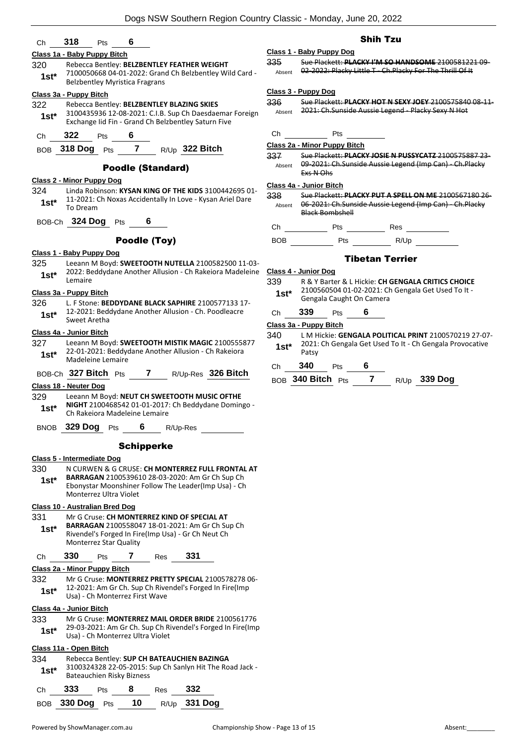Ch **318** Pts **6**

**Class 1a - Baby Puppy Bitch**

320 **1st*** Rebecca Bentley: **BELZBENTLEY FEATHER WEIGHT** 7100050668 04-01-2022: Grand Ch Belzbentley Wild Card - Belzbentley Myristica Fragrans

**Class 3a - Puppy Bitch**

322 **1st*** Rebecca Bentley: **BELZBENTLEY BLAZING SKIES** 3100435936 12-08-2021: C.I.B. Sup Ch Daesdaemar Foreign Exchange Iid Fin - Grand Ch Belzbentley Saturn Five

Ch **322** Pts **6**

BOB **318 Dog** Pts **7** R/Up **322 Bitch**

## Poodle (Standard)

**Class 2 - Minor Puppy Dog**

324 **1st*** Linda Robinson: **KYSAN KING OF THE KIDS** 3100442695 01-11-2021: Ch Noxas Accidentally In Love - Kysan Ariel Dare To Dream

BOB-Ch **324 Dog** Pts **6**

## Poodle (Toy)

**Class 1 - Baby Puppy Dog**

325 **1st*** Leeann M Boyd: **SWEETOOTH NUTELLA** 2100582500 11-03-2022: Beddydane Another Allusion - Ch Rakeiora Madeleine Lemaire

**Class 3a - Puppy Bitch**

326 **1st*** L. F Stone: **BEDDYDANE BLACK SAPHIRE** 2100577133 17-12-2021: Beddydane Another Allusion - Ch. Poodleacre Sweet Aretha

**Class 4a - Junior Bitch**

327 **1st*** Leeann M Boyd: **SWEETOOTH MISTIK MAGIC** 2100555877 22-01-2021: Beddydane Another Allusion - Ch Rakeiora Madeleine Lemaire

BOB-Ch **327 Bitch** Pts **7** R/Up-Res **326 Bitch**

**Class 18 - Neuter Dog**

329 **1st*** Leeann M Boyd: **NEUT CH SWEETOOTH MUSIC OFTHE NIGHT** 2100468542 01-01-2017: Ch Beddydane Domingo - Ch Rakeiora Madeleine Lemaire

BNOB **329 Dog** Pts **6** R/Up-Res

## Schipperke

**Class 5 - Intermediate Dog**

330 **1st*** N CURWEN & G CRUSE: **CH MONTERREZ FULL FRONTAL AT BARRAGAN** 2100539610 28-03-2020: Am Gr Ch Sup Ch Ebonystar Moonshiner Follow The Leader(Imp Usa) - Ch Monterrez Ultra Violet

**Class 10 - Australian Bred Dog**

331 **1st*** Mr G Cruse: **CH MONTERREZ KIND OF SPECIAL AT BARRAGAN** 2100558047 18-01-2021: Am Gr Ch Sup Ch Rivendel's Forged In Fire(Imp Usa) - Gr Ch Neut Ch Monterrez Star Quality

Ch **330** Pts **7** Res **331**

**Class 2a - Minor Puppy Bitch**

332 **1st*** Mr G Cruse: **MONTERREZ PRETTY SPECIAL** 2100578278 06-12-2021: Am Gr Ch. Sup Ch Rivendel's Forged In Fire(Imp Usa) - Ch Monterrez First Wave

**Class 4a - Junior Bitch**

333 **1st*** Mr G Cruse: **MONTERREZ MAIL ORDER BRIDE** 2100561776 29-03-2021: Am Gr Ch. Sup Ch Rivendel's Forged In Fire(Imp Usa) - Ch Monterrez Ultra Violet

**Class 11a - Open Bitch**

334 **1st*** Rebecca Bentley: **SUP CH BATEAUCHIEN BAZINGA** 3100324328 22-05-2015: Sup Ch Sanlyn Hit The Road Jack - Bateauchien Risky Bizness

Ch **333** Pts **8** Res **332**

BOB **330 Dog** Pts **10** R/Up **331 Dog**

## Shih Tzu

**Class 1 - Baby Puppy Dog**

~~335~~ Absent ~~Sue Plackett: **PLACKY I'M SO HANDSOME** 2100581221 09-02-2022: Placky Little T - Ch.Placky For The Thrill Of It~~

**Class 3 - Puppy Dog**

~~336~~ Absent ~~Sue Plackett: **PLACKY HOT N SEXY JOEY** 2100575840 08-11-2021: Ch.Sunside Aussie Legend - Placky Sexy N Hot~~

Ch Pts

**Class 2a - Minor Puppy Bitch**

~~337~~ Absent ~~Sue Plackett: **PLACKY JOSIE N PUSSYCATZ** 2100575887 23-09-2021: Ch.Sunside Aussie Legend (Imp Can) - Ch.Placky Exs N Ohs~~

**Class 4a - Junior Bitch**

~~338~~ Absent ~~Sue Plackett: **PLACKY PUT A SPELL ON ME** 2100567180 26-06-2021: Ch.Sunside Aussie Legend (Imp Can) - Ch.Placky Black Bombshell~~

Ch Pts Res

BOB Pts R/Up

## Tibetan Terrier

**Class 4 - Junior Dog**

339 **1st*** R & Y Barter & L Hickie: **CH GENGALA CRITICS CHOICE** 2100560504 01-02-2021: Ch Gengala Get Used To It - Gengala Caught On Camera

Ch **339** Pts **6**

**Class 3a - Puppy Bitch**

340 **1st*** L M Hickie: **GENGALA POLITICAL PRINT** 2100570219 27-07-2021: Ch Gengala Get Used To It - Ch Gengala Provocative Patsy

Ch **340** Pts **6**

BOB **340 Bitch** Pts **7** R/Up **339 Dog**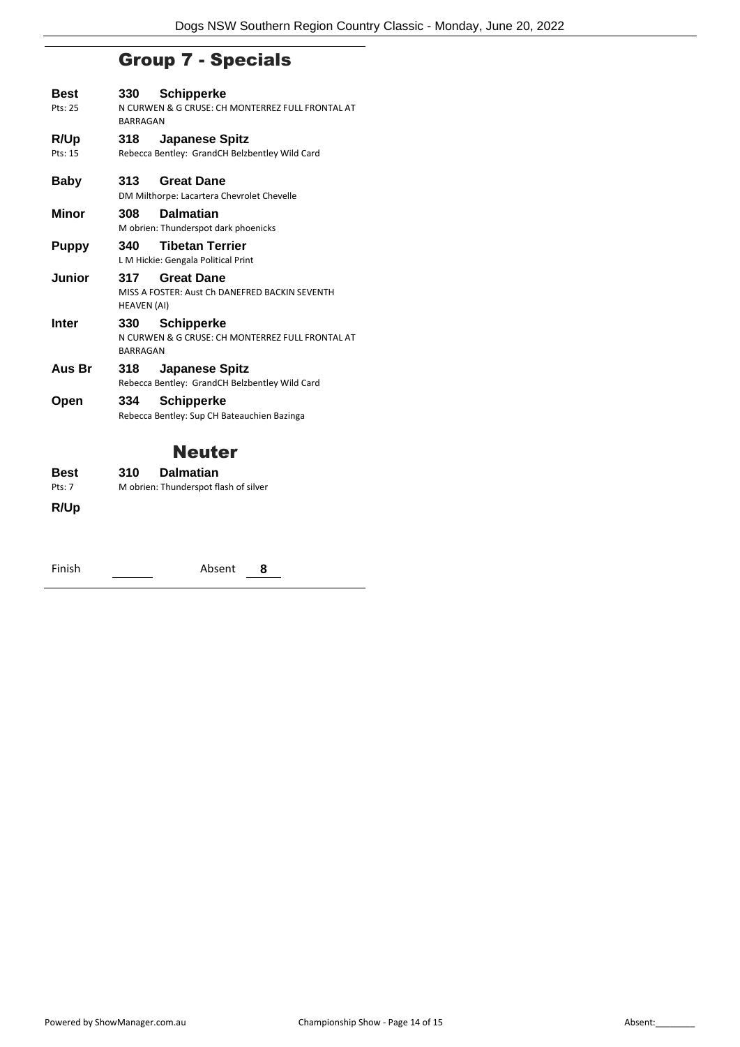## Group 7 - Specials

**Best** &nbsp; **330 Schipperke**
Pts: 25
N CURWEN & G CRUSE: CH MONTERREZ FULL FRONTAL AT BARRAGAN

**R/Up** &nbsp; **318 Japanese Spitz**
Pts: 15
Rebecca Bentley: GrandCH Belzbentley Wild Card

**Baby** &nbsp; **313 Great Dane**
DM Milthorpe: Lacartera Chevrolet Chevelle

**Minor** &nbsp; **308 Dalmatian**
M obrien: Thunderspot dark phoenicks

**Puppy** &nbsp; **340 Tibetan Terrier**
L M Hickie: Gengala Political Print

**Junior** &nbsp; **317 Great Dane**
MISS A FOSTER: Aust Ch DANEFRED BACKIN SEVENTH HEAVEN (AI)

**Inter** &nbsp; **330 Schipperke**
N CURWEN & G CRUSE: CH MONTERREZ FULL FRONTAL AT BARRAGAN

**Aus Br** &nbsp; **318 Japanese Spitz**
Rebecca Bentley: GrandCH Belzbentley Wild Card

**Open** &nbsp; **334 Schipperke**
Rebecca Bentley: Sup CH Bateauchien Bazinga

## Neuter

**Best** &nbsp; **310 Dalmatian**
Pts: 7
M obrien: Thunderspot flash of silver

**R/Up**

Finish ______ Absent **8**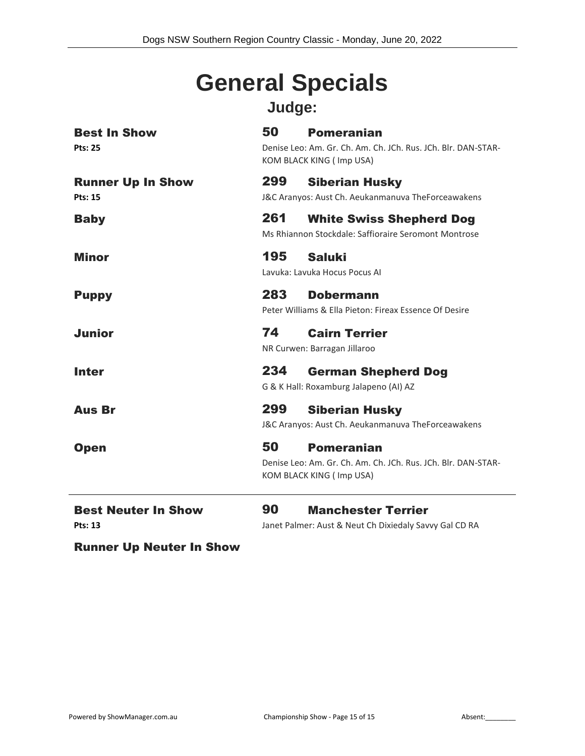# General Specials

## Judge:

**Best In Show**
**Pts: 25**

**50 Pomeranian**
Denise Leo: Am. Gr. Ch. Am. Ch. JCh. Rus. JCh. Blr. DAN-STAR-KOM BLACK KING ( Imp USA)

**Runner Up In Show**
**Pts: 15**

**299 Siberian Husky**
J&C Aranyos: Aust Ch. Aeukanmanuva TheForceawakens

**Baby**

**261 White Swiss Shepherd Dog**
Ms Rhiannon Stockdale: Saffioraire Seromont Montrose

**Minor**

**195 Saluki**
Lavuka: Lavuka Hocus Pocus AI

**Puppy**

**283 Dobermann**
Peter Williams & Ella Pieton: Fireax Essence Of Desire

**Junior**

**74 Cairn Terrier**
NR Curwen: Barragan Jillaroo

**Inter**

**234 German Shepherd Dog**
G & K Hall: Roxamburg Jalapeno (AI) AZ

**Aus Br**

**299 Siberian Husky**
J&C Aranyos: Aust Ch. Aeukanmanuva TheForceawakens

**Open**

**50 Pomeranian**
Denise Leo: Am. Gr. Ch. Am. Ch. JCh. Rus. JCh. Blr. DAN-STAR-KOM BLACK KING ( Imp USA)

---

**Best Neuter In Show**
**Pts: 13**

**90 Manchester Terrier**
Janet Palmer: Aust & Neut Ch Dixiedaly Savvy Gal CD RA

**Runner Up Neuter In Show**

Absent:________